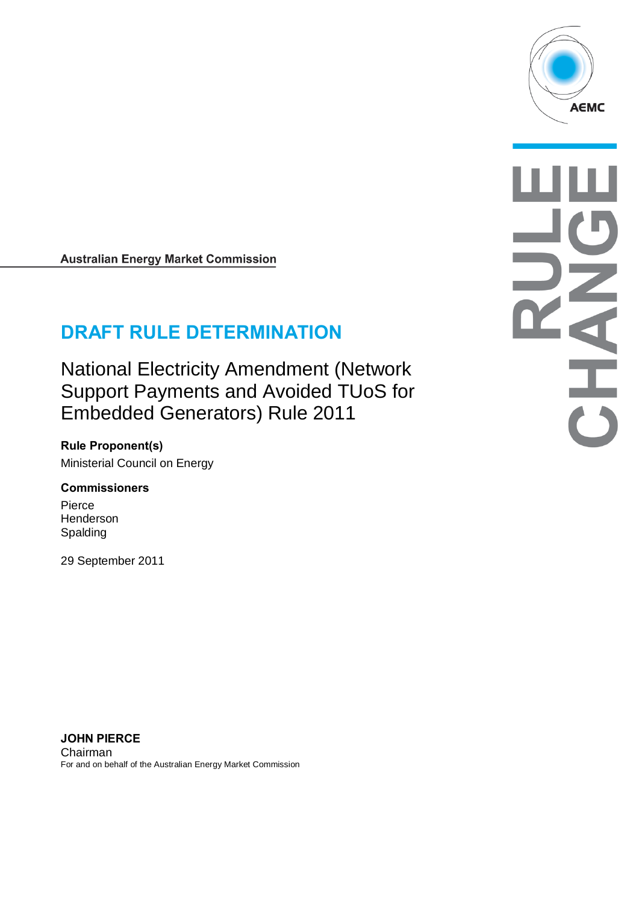Australian Energy Market Commission

# DRAFT RULE DETERMINATION

## National Electricity Amendment (Network Support Payments and Avoided TUoS for Embedded Generators) Rule 2011

**Rule Proponent(s)**

Ministerial Council on Energy

**Commissioners**

Pierce
Henderson
Spalding

29 September 2011

**JOHN PIERCE**
Chairman
For and on behalf of the Australian Energy Market Commission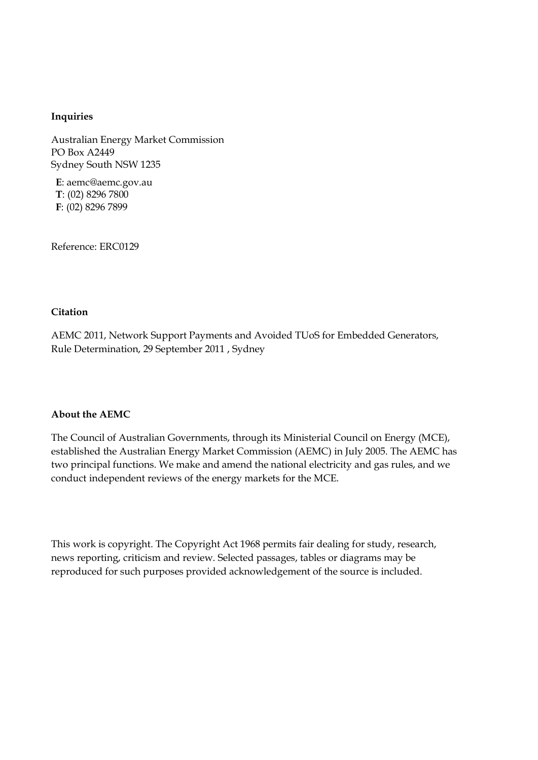**Inquiries**

Australian Energy Market Commission
PO Box A2449
Sydney South NSW 1235

**E**: aemc@aemc.gov.au
**T**: (02) 8296 7800
**F**: (02) 8296 7899

Reference: ERC0129

**Citation**

AEMC 2011, Network Support Payments and Avoided TUoS for Embedded Generators, Rule Determination, 29 September 2011 , Sydney

**About the AEMC**

The Council of Australian Governments, through its Ministerial Council on Energy (MCE), established the Australian Energy Market Commission (AEMC) in July 2005. The AEMC has two principal functions. We make and amend the national electricity and gas rules, and we conduct independent reviews of the energy markets for the MCE.

This work is copyright. The Copyright Act 1968 permits fair dealing for study, research, news reporting, criticism and review. Selected passages, tables or diagrams may be reproduced for such purposes provided acknowledgement of the source is included.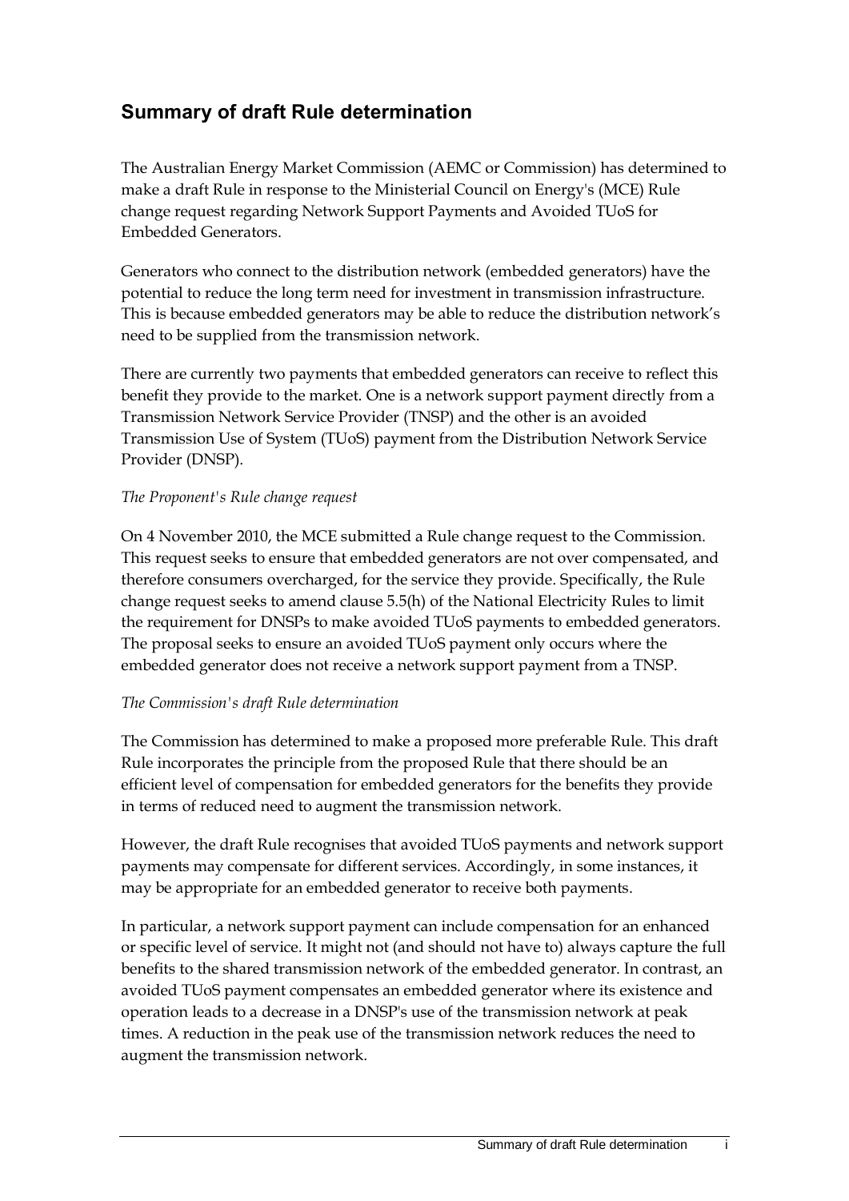## Summary of draft Rule determination

The Australian Energy Market Commission (AEMC or Commission) has determined to make a draft Rule in response to the Ministerial Council on Energy's (MCE) Rule change request regarding Network Support Payments and Avoided TUoS for Embedded Generators.

Generators who connect to the distribution network (embedded generators) have the potential to reduce the long term need for investment in transmission infrastructure. This is because embedded generators may be able to reduce the distribution network's need to be supplied from the transmission network.

There are currently two payments that embedded generators can receive to reflect this benefit they provide to the market. One is a network support payment directly from a Transmission Network Service Provider (TNSP) and the other is an avoided Transmission Use of System (TUoS) payment from the Distribution Network Service Provider (DNSP).

*The Proponent's Rule change request*

On 4 November 2010, the MCE submitted a Rule change request to the Commission. This request seeks to ensure that embedded generators are not over compensated, and therefore consumers overcharged, for the service they provide. Specifically, the Rule change request seeks to amend clause 5.5(h) of the National Electricity Rules to limit the requirement for DNSPs to make avoided TUoS payments to embedded generators. The proposal seeks to ensure an avoided TUoS payment only occurs where the embedded generator does not receive a network support payment from a TNSP.

*The Commission's draft Rule determination*

The Commission has determined to make a proposed more preferable Rule. This draft Rule incorporates the principle from the proposed Rule that there should be an efficient level of compensation for embedded generators for the benefits they provide in terms of reduced need to augment the transmission network.

However, the draft Rule recognises that avoided TUoS payments and network support payments may compensate for different services. Accordingly, in some instances, it may be appropriate for an embedded generator to receive both payments.

In particular, a network support payment can include compensation for an enhanced or specific level of service. It might not (and should not have to) always capture the full benefits to the shared transmission network of the embedded generator. In contrast, an avoided TUoS payment compensates an embedded generator where its existence and operation leads to a decrease in a DNSP's use of the transmission network at peak times. A reduction in the peak use of the transmission network reduces the need to augment the transmission network.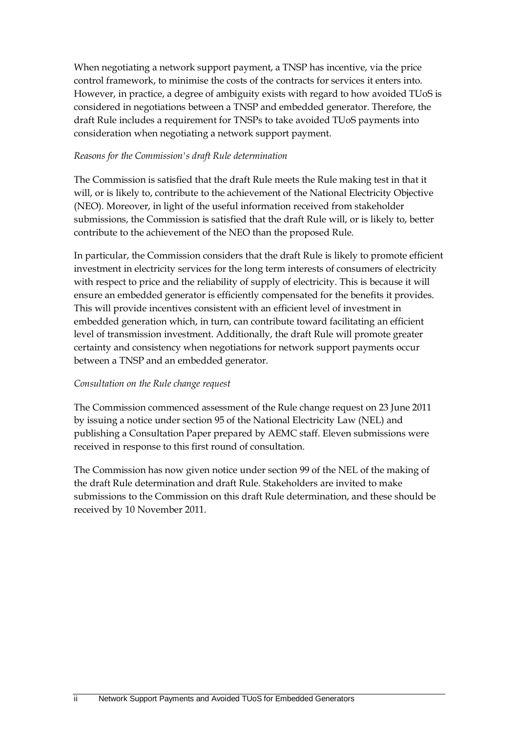When negotiating a network support payment, a TNSP has incentive, via the price control framework, to minimise the costs of the contracts for services it enters into. However, in practice, a degree of ambiguity exists with regard to how avoided TUoS is considered in negotiations between a TNSP and embedded generator. Therefore, the draft Rule includes a requirement for TNSPs to take avoided TUoS payments into consideration when negotiating a network support payment.

*Reasons for the Commission's draft Rule determination*

The Commission is satisfied that the draft Rule meets the Rule making test in that it will, or is likely to, contribute to the achievement of the National Electricity Objective (NEO). Moreover, in light of the useful information received from stakeholder submissions, the Commission is satisfied that the draft Rule will, or is likely to, better contribute to the achievement of the NEO than the proposed Rule.

In particular, the Commission considers that the draft Rule is likely to promote efficient investment in electricity services for the long term interests of consumers of electricity with respect to price and the reliability of supply of electricity. This is because it will ensure an embedded generator is efficiently compensated for the benefits it provides. This will provide incentives consistent with an efficient level of investment in embedded generation which, in turn, can contribute toward facilitating an efficient level of transmission investment. Additionally, the draft Rule will promote greater certainty and consistency when negotiations for network support payments occur between a TNSP and an embedded generator.

*Consultation on the Rule change request*

The Commission commenced assessment of the Rule change request on 23 June 2011 by issuing a notice under section 95 of the National Electricity Law (NEL) and publishing a Consultation Paper prepared by AEMC staff. Eleven submissions were received in response to this first round of consultation.

The Commission has now given notice under section 99 of the NEL of the making of the draft Rule determination and draft Rule. Stakeholders are invited to make submissions to the Commission on this draft Rule determination, and these should be received by 10 November 2011.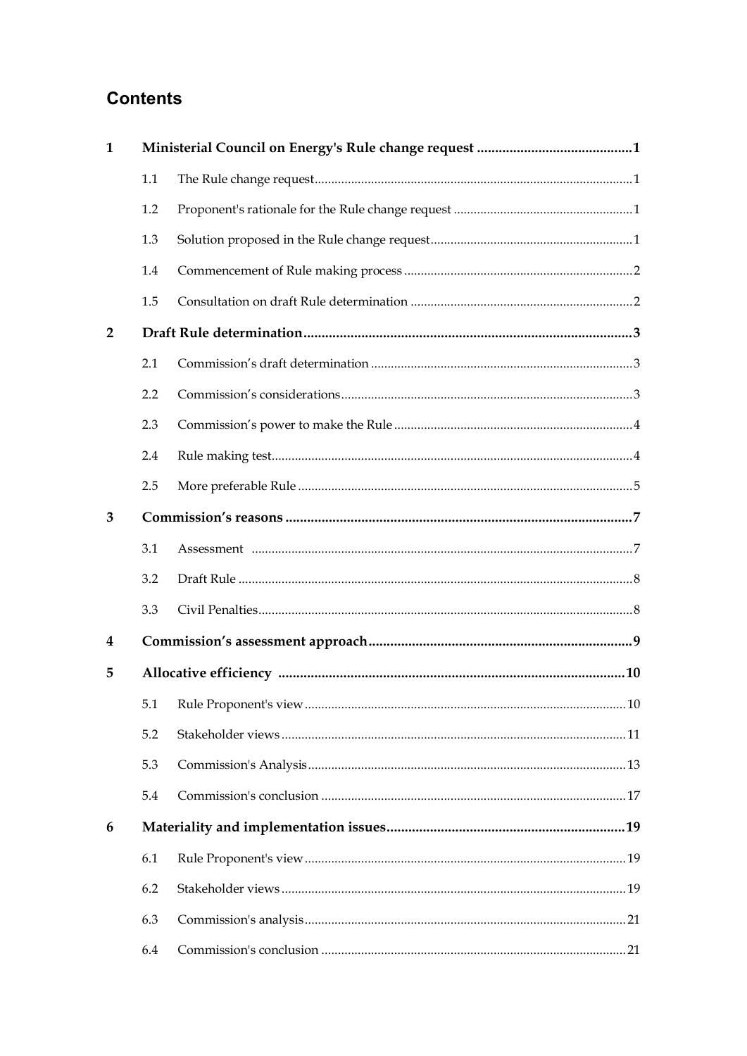# Contents

| | | | |
|---|---|---|---|
| **1** | **Ministerial Council on Energy's Rule change request** | | **1** |
| | 1.1 | The Rule change request | 1 |
| | 1.2 | Proponent's rationale for the Rule change request | 1 |
| | 1.3 | Solution proposed in the Rule change request | 1 |
| | 1.4 | Commencement of Rule making process | 2 |
| | 1.5 | Consultation on draft Rule determination | 2 |
| **2** | **Draft Rule determination** | | **3** |
| | 2.1 | Commission's draft determination | 3 |
| | 2.2 | Commission's considerations | 3 |
| | 2.3 | Commission's power to make the Rule | 4 |
| | 2.4 | Rule making test | 4 |
| | 2.5 | More preferable Rule | 5 |
| **3** | **Commission's reasons** | | **7** |
| | 3.1 | Assessment | 7 |
| | 3.2 | Draft Rule | 8 |
| | 3.3 | Civil Penalties | 8 |
| **4** | **Commission's assessment approach** | | **9** |
| **5** | **Allocative efficiency** | | **10** |
| | 5.1 | Rule Proponent's view | 10 |
| | 5.2 | Stakeholder views | 11 |
| | 5.3 | Commission's Analysis | 13 |
| | 5.4 | Commission's conclusion | 17 |
| **6** | **Materiality and implementation issues** | | **19** |
| | 6.1 | Rule Proponent's view | 19 |
| | 6.2 | Stakeholder views | 19 |
| | 6.3 | Commission's analysis | 21 |
| | 6.4 | Commission's conclusion | 21 |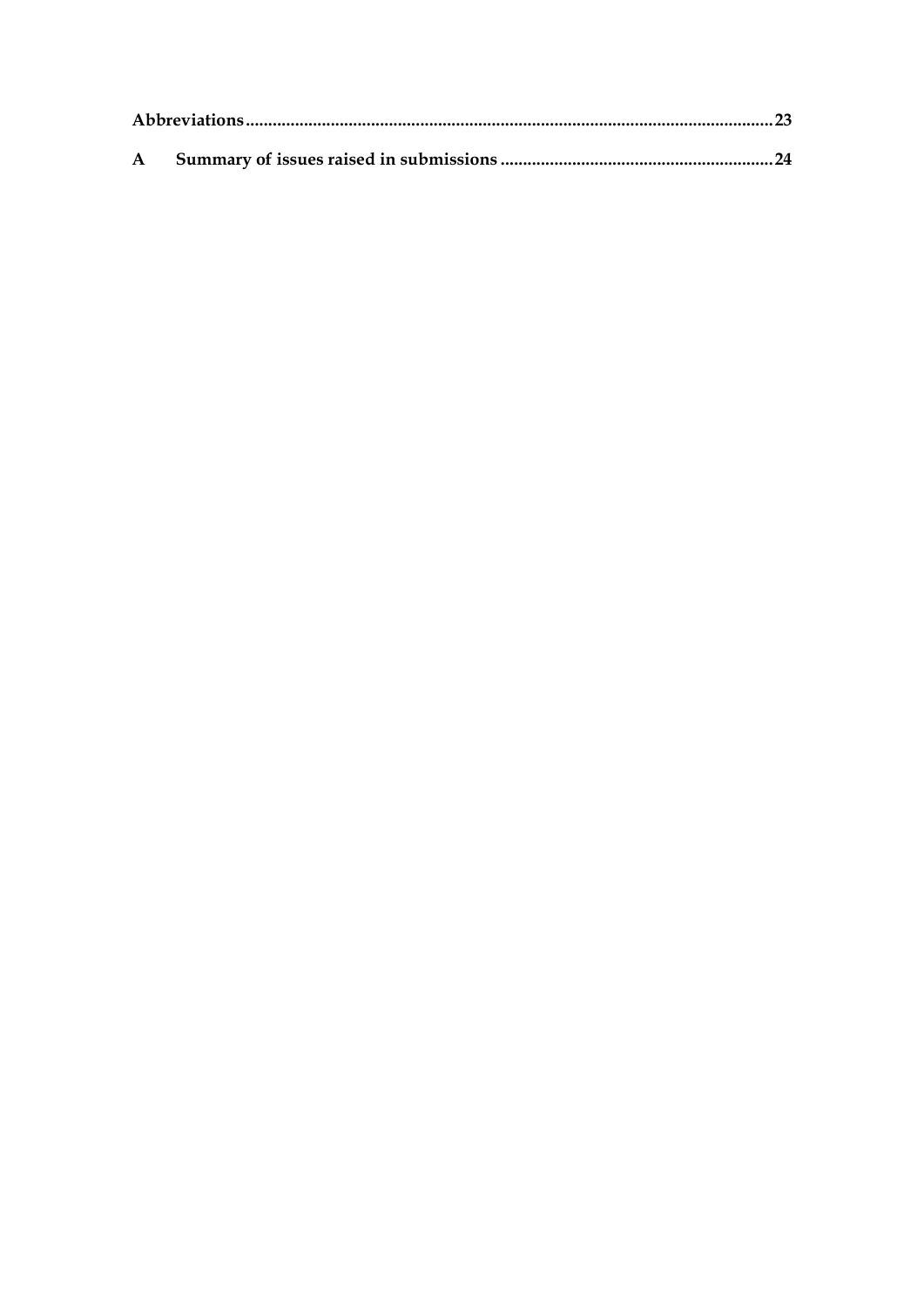**Abbreviations** .......................................................................................................................... **23**

**A Summary of issues raised in submissions** ............................................................ **24**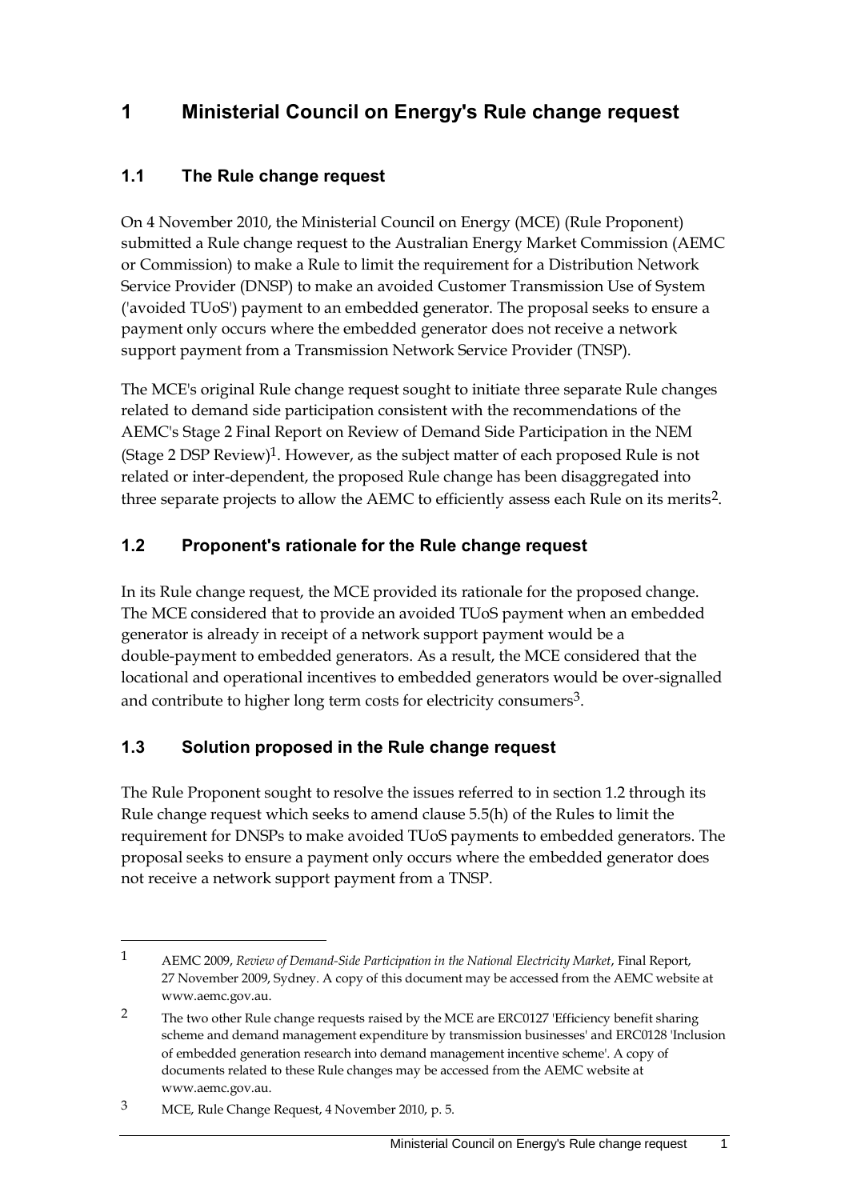# 1 Ministerial Council on Energy's Rule change request

## 1.1 The Rule change request

On 4 November 2010, the Ministerial Council on Energy (MCE) (Rule Proponent) submitted a Rule change request to the Australian Energy Market Commission (AEMC or Commission) to make a Rule to limit the requirement for a Distribution Network Service Provider (DNSP) to make an avoided Customer Transmission Use of System ('avoided TUoS') payment to an embedded generator. The proposal seeks to ensure a payment only occurs where the embedded generator does not receive a network support payment from a Transmission Network Service Provider (TNSP).

The MCE's original Rule change request sought to initiate three separate Rule changes related to demand side participation consistent with the recommendations of the AEMC's Stage 2 Final Report on Review of Demand Side Participation in the NEM (Stage 2 DSP Review)[1]. However, as the subject matter of each proposed Rule is not related or inter-dependent, the proposed Rule change has been disaggregated into three separate projects to allow the AEMC to efficiently assess each Rule on its merits[2].

## 1.2 Proponent's rationale for the Rule change request

In its Rule change request, the MCE provided its rationale for the proposed change. The MCE considered that to provide an avoided TUoS payment when an embedded generator is already in receipt of a network support payment would be a double-payment to embedded generators. As a result, the MCE considered that the locational and operational incentives to embedded generators would be over-signalled and contribute to higher long term costs for electricity consumers[3].

## 1.3 Solution proposed in the Rule change request

The Rule Proponent sought to resolve the issues referred to in section 1.2 through its Rule change request which seeks to amend clause 5.5(h) of the Rules to limit the requirement for DNSPs to make avoided TUoS payments to embedded generators. The proposal seeks to ensure a payment only occurs where the embedded generator does not receive a network support payment from a TNSP.

---

[1] AEMC 2009, *Review of Demand-Side Participation in the National Electricity Market*, Final Report, 27 November 2009, Sydney. A copy of this document may be accessed from the AEMC website at www.aemc.gov.au.

[2] The two other Rule change requests raised by the MCE are ERC0127 'Efficiency benefit sharing scheme and demand management expenditure by transmission businesses' and ERC0128 'Inclusion of embedded generation research into demand management incentive scheme'. A copy of documents related to these Rule changes may be accessed from the AEMC website at www.aemc.gov.au.

[3] MCE, Rule Change Request, 4 November 2010, p. 5.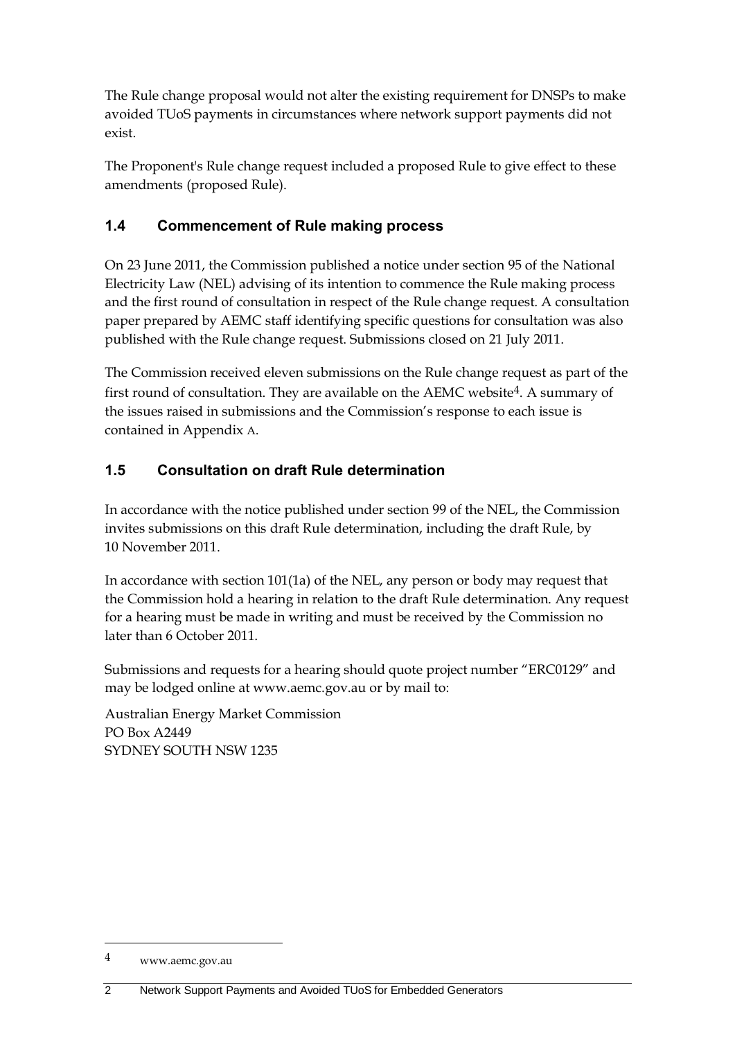The Rule change proposal would not alter the existing requirement for DNSPs to make avoided TUoS payments in circumstances where network support payments did not exist.

The Proponent's Rule change request included a proposed Rule to give effect to these amendments (proposed Rule).

## 1.4 Commencement of Rule making process

On 23 June 2011, the Commission published a notice under section 95 of the National Electricity Law (NEL) advising of its intention to commence the Rule making process and the first round of consultation in respect of the Rule change request. A consultation paper prepared by AEMC staff identifying specific questions for consultation was also published with the Rule change request. Submissions closed on 21 July 2011.

The Commission received eleven submissions on the Rule change request as part of the first round of consultation. They are available on the AEMC website[4]. A summary of the issues raised in submissions and the Commission's response to each issue is contained in Appendix A.

## 1.5 Consultation on draft Rule determination

In accordance with the notice published under section 99 of the NEL, the Commission invites submissions on this draft Rule determination, including the draft Rule, by 10 November 2011.

In accordance with section 101(1a) of the NEL, any person or body may request that the Commission hold a hearing in relation to the draft Rule determination. Any request for a hearing must be made in writing and must be received by the Commission no later than 6 October 2011.

Submissions and requests for a hearing should quote project number "ERC0129" and may be lodged online at www.aemc.gov.au or by mail to:

Australian Energy Market Commission
PO Box A2449
SYDNEY SOUTH NSW 1235

---

[4] www.aemc.gov.au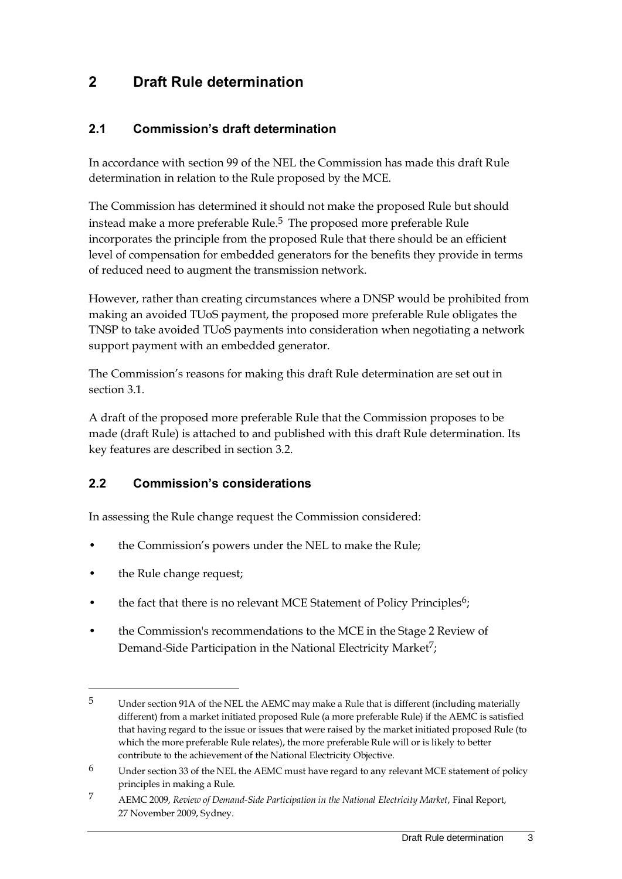# 2 Draft Rule determination

## 2.1 Commission's draft determination

In accordance with section 99 of the NEL the Commission has made this draft Rule determination in relation to the Rule proposed by the MCE.

The Commission has determined it should not make the proposed Rule but should instead make a more preferable Rule.[5] The proposed more preferable Rule incorporates the principle from the proposed Rule that there should be an efficient level of compensation for embedded generators for the benefits they provide in terms of reduced need to augment the transmission network.

However, rather than creating circumstances where a DNSP would be prohibited from making an avoided TUoS payment, the proposed more preferable Rule obligates the TNSP to take avoided TUoS payments into consideration when negotiating a network support payment with an embedded generator.

The Commission's reasons for making this draft Rule determination are set out in section 3.1.

A draft of the proposed more preferable Rule that the Commission proposes to be made (draft Rule) is attached to and published with this draft Rule determination. Its key features are described in section 3.2.

## 2.2 Commission's considerations

In assessing the Rule change request the Commission considered:

- the Commission's powers under the NEL to make the Rule;
- the Rule change request;
- the fact that there is no relevant MCE Statement of Policy Principles[6];
- the Commission's recommendations to the MCE in the Stage 2 Review of Demand-Side Participation in the National Electricity Market[7];

---

[5] Under section 91A of the NEL the AEMC may make a Rule that is different (including materially different) from a market initiated proposed Rule (a more preferable Rule) if the AEMC is satisfied that having regard to the issue or issues that were raised by the market initiated proposed Rule (to which the more preferable Rule relates), the more preferable Rule will or is likely to better contribute to the achievement of the National Electricity Objective.

[6] Under section 33 of the NEL the AEMC must have regard to any relevant MCE statement of policy principles in making a Rule.

[7] AEMC 2009, *Review of Demand-Side Participation in the National Electricity Market*, Final Report, 27 November 2009, Sydney.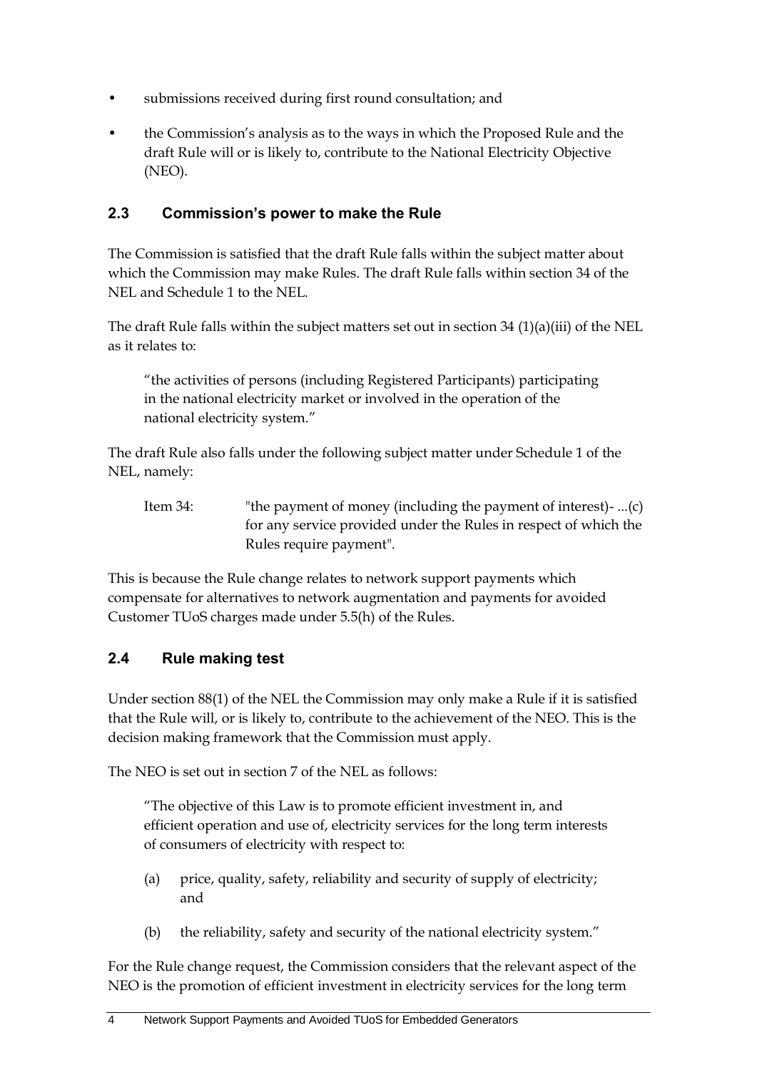- submissions received during first round consultation; and
- the Commission's analysis as to the ways in which the Proposed Rule and the draft Rule will or is likely to, contribute to the National Electricity Objective (NEO).

## 2.3 Commission's power to make the Rule

The Commission is satisfied that the draft Rule falls within the subject matter about which the Commission may make Rules. The draft Rule falls within section 34 of the NEL and Schedule 1 to the NEL.

The draft Rule falls within the subject matters set out in section 34 (1)(a)(iii) of the NEL as it relates to:

> "the activities of persons (including Registered Participants) participating in the national electricity market or involved in the operation of the national electricity system."

The draft Rule also falls under the following subject matter under Schedule 1 of the NEL, namely:

> Item 34: "the payment of money (including the payment of interest)- ...(c) for any service provided under the Rules in respect of which the Rules require payment".

This is because the Rule change relates to network support payments which compensate for alternatives to network augmentation and payments for avoided Customer TUoS charges made under 5.5(h) of the Rules.

## 2.4 Rule making test

Under section 88(1) of the NEL the Commission may only make a Rule if it is satisfied that the Rule will, or is likely to, contribute to the achievement of the NEO. This is the decision making framework that the Commission must apply.

The NEO is set out in section 7 of the NEL as follows:

> "The objective of this Law is to promote efficient investment in, and efficient operation and use of, electricity services for the long term interests of consumers of electricity with respect to:
>
> (a) price, quality, safety, reliability and security of supply of electricity; and
>
> (b) the reliability, safety and security of the national electricity system."

For the Rule change request, the Commission considers that the relevant aspect of the NEO is the promotion of efficient investment in electricity services for the long term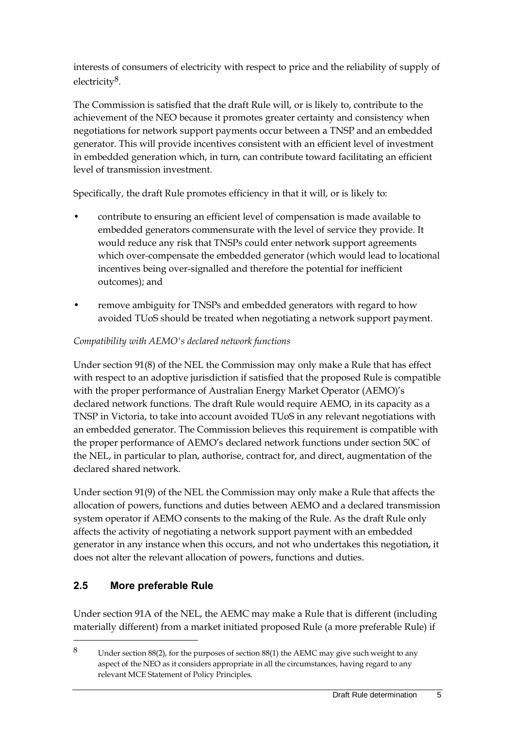interests of consumers of electricity with respect to price and the reliability of supply of electricity[8].

The Commission is satisfied that the draft Rule will, or is likely to, contribute to the achievement of the NEO because it promotes greater certainty and consistency when negotiations for network support payments occur between a TNSP and an embedded generator. This will provide incentives consistent with an efficient level of investment in embedded generation which, in turn, can contribute toward facilitating an efficient level of transmission investment.

Specifically, the draft Rule promotes efficiency in that it will, or is likely to:

- contribute to ensuring an efficient level of compensation is made available to embedded generators commensurate with the level of service they provide. It would reduce any risk that TNSPs could enter network support agreements which over-compensate the embedded generator (which would lead to locational incentives being over-signalled and therefore the potential for inefficient outcomes); and
- remove ambiguity for TNSPs and embedded generators with regard to how avoided TUoS should be treated when negotiating a network support payment.

*Compatibility with AEMO's declared network functions*

Under section 91(8) of the NEL the Commission may only make a Rule that has effect with respect to an adoptive jurisdiction if satisfied that the proposed Rule is compatible with the proper performance of Australian Energy Market Operator (AEMO)'s declared network functions. The draft Rule would require AEMO, in its capacity as a TNSP in Victoria, to take into account avoided TUoS in any relevant negotiations with an embedded generator. The Commission believes this requirement is compatible with the proper performance of AEMO's declared network functions under section 50C of the NEL, in particular to plan, authorise, contract for, and direct, augmentation of the declared shared network.

Under section 91(9) of the NEL the Commission may only make a Rule that affects the allocation of powers, functions and duties between AEMO and a declared transmission system operator if AEMO consents to the making of the Rule. As the draft Rule only affects the activity of negotiating a network support payment with an embedded generator in any instance when this occurs, and not who undertakes this negotiation, it does not alter the relevant allocation of powers, functions and duties.

## 2.5 More preferable Rule

Under section 91A of the NEL, the AEMC may make a Rule that is different (including materially different) from a market initiated proposed Rule (a more preferable Rule) if

---

[8] Under section 88(2), for the purposes of section 88(1) the AEMC may give such weight to any aspect of the NEO as it considers appropriate in all the circumstances, having regard to any relevant MCE Statement of Policy Principles.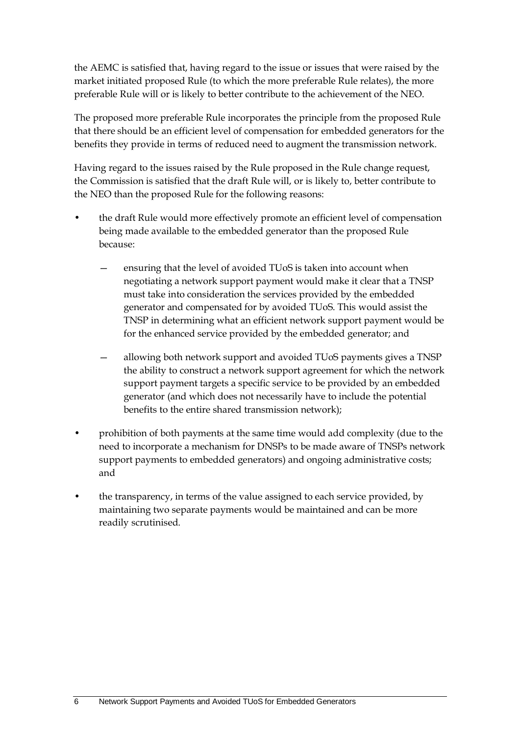the AEMC is satisfied that, having regard to the issue or issues that were raised by the market initiated proposed Rule (to which the more preferable Rule relates), the more preferable Rule will or is likely to better contribute to the achievement of the NEO.

The proposed more preferable Rule incorporates the principle from the proposed Rule that there should be an efficient level of compensation for embedded generators for the benefits they provide in terms of reduced need to augment the transmission network.

Having regard to the issues raised by the Rule proposed in the Rule change request, the Commission is satisfied that the draft Rule will, or is likely to, better contribute to the NEO than the proposed Rule for the following reasons:

- the draft Rule would more effectively promote an efficient level of compensation being made available to the embedded generator than the proposed Rule because:
  - ensuring that the level of avoided TUoS is taken into account when negotiating a network support payment would make it clear that a TNSP must take into consideration the services provided by the embedded generator and compensated for by avoided TUoS. This would assist the TNSP in determining what an efficient network support payment would be for the enhanced service provided by the embedded generator; and
  - allowing both network support and avoided TUoS payments gives a TNSP the ability to construct a network support agreement for which the network support payment targets a specific service to be provided by an embedded generator (and which does not necessarily have to include the potential benefits to the entire shared transmission network);
- prohibition of both payments at the same time would add complexity (due to the need to incorporate a mechanism for DNSPs to be made aware of TNSPs network support payments to embedded generators) and ongoing administrative costs; and
- the transparency, in terms of the value assigned to each service provided, by maintaining two separate payments would be maintained and can be more readily scrutinised.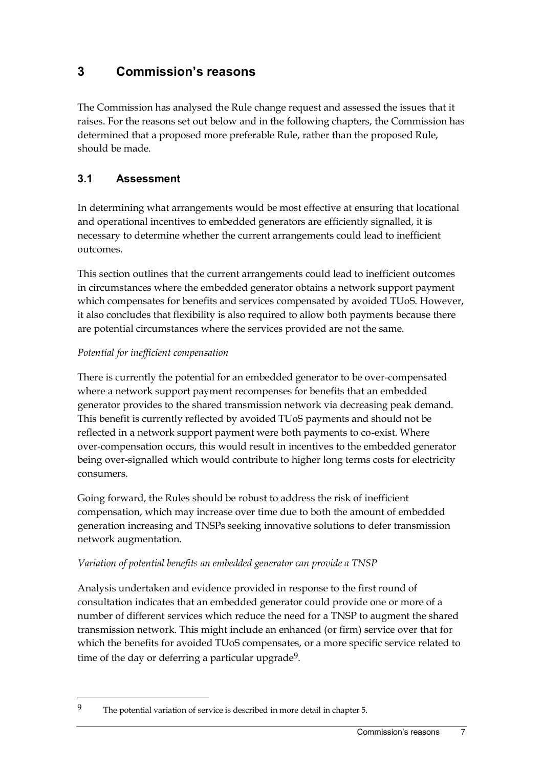# 3 Commission's reasons

The Commission has analysed the Rule change request and assessed the issues that it raises. For the reasons set out below and in the following chapters, the Commission has determined that a proposed more preferable Rule, rather than the proposed Rule, should be made.

## 3.1 Assessment

In determining what arrangements would be most effective at ensuring that locational and operational incentives to embedded generators are efficiently signalled, it is necessary to determine whether the current arrangements could lead to inefficient outcomes.

This section outlines that the current arrangements could lead to inefficient outcomes in circumstances where the embedded generator obtains a network support payment which compensates for benefits and services compensated by avoided TUoS. However, it also concludes that flexibility is also required to allow both payments because there are potential circumstances where the services provided are not the same.

*Potential for inefficient compensation*

There is currently the potential for an embedded generator to be over-compensated where a network support payment recompenses for benefits that an embedded generator provides to the shared transmission network via decreasing peak demand. This benefit is currently reflected by avoided TUoS payments and should not be reflected in a network support payment were both payments to co-exist. Where over-compensation occurs, this would result in incentives to the embedded generator being over-signalled which would contribute to higher long terms costs for electricity consumers.

Going forward, the Rules should be robust to address the risk of inefficient compensation, which may increase over time due to both the amount of embedded generation increasing and TNSPs seeking innovative solutions to defer transmission network augmentation.

*Variation of potential benefits an embedded generator can provide a TNSP*

Analysis undertaken and evidence provided in response to the first round of consultation indicates that an embedded generator could provide one or more of a number of different services which reduce the need for a TNSP to augment the shared transmission network. This might include an enhanced (or firm) service over that for which the benefits for avoided TUoS compensates, or a more specific service related to time of the day or deferring a particular upgrade[9].

---

[9] The potential variation of service is described in more detail in chapter 5.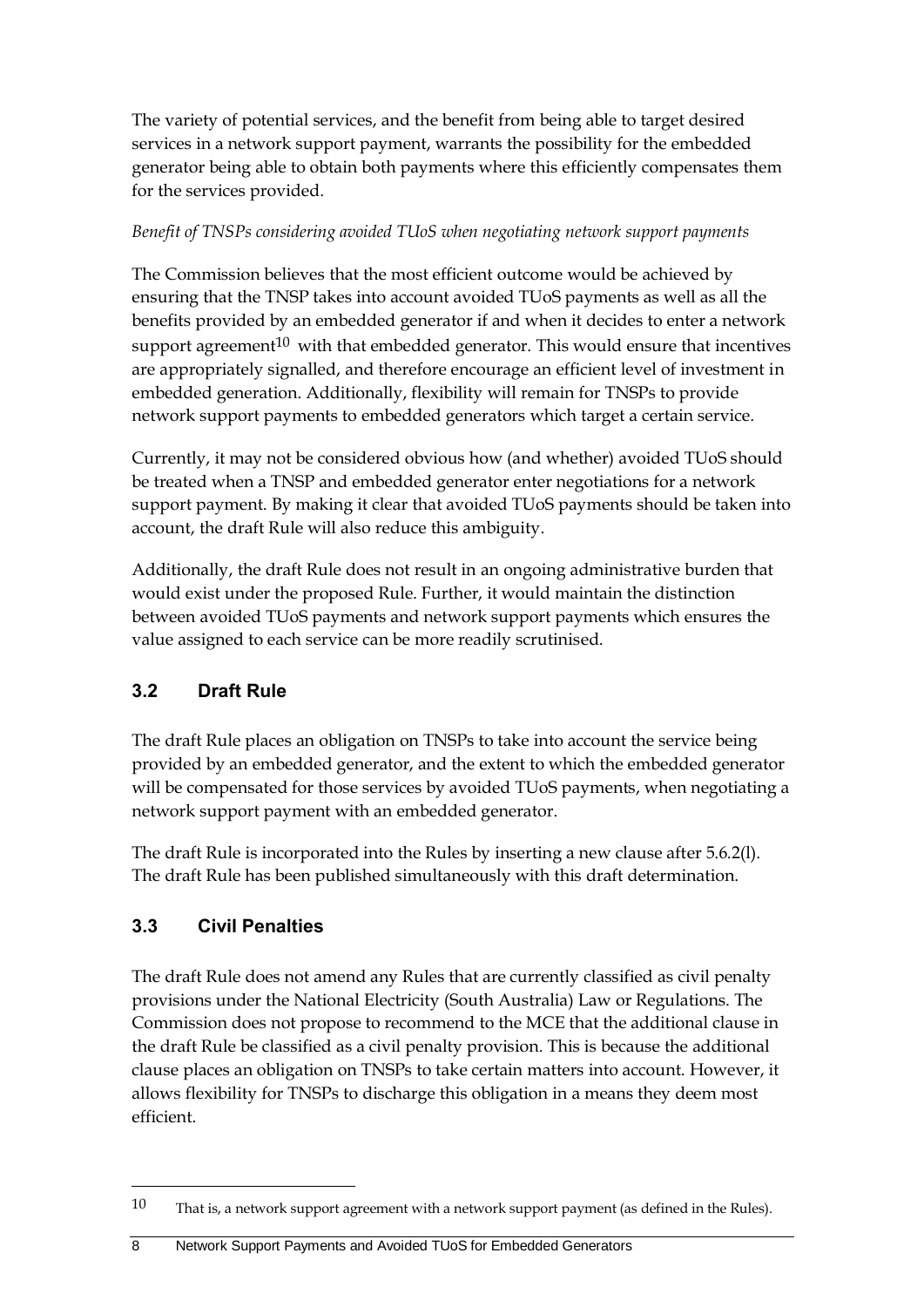The variety of potential services, and the benefit from being able to target desired services in a network support payment, warrants the possibility for the embedded generator being able to obtain both payments where this efficiently compensates them for the services provided.

*Benefit of TNSPs considering avoided TUoS when negotiating network support payments*

The Commission believes that the most efficient outcome would be achieved by ensuring that the TNSP takes into account avoided TUoS payments as well as all the benefits provided by an embedded generator if and when it decides to enter a network support agreement[10] with that embedded generator. This would ensure that incentives are appropriately signalled, and therefore encourage an efficient level of investment in embedded generation. Additionally, flexibility will remain for TNSPs to provide network support payments to embedded generators which target a certain service.

Currently, it may not be considered obvious how (and whether) avoided TUoS should be treated when a TNSP and embedded generator enter negotiations for a network support payment. By making it clear that avoided TUoS payments should be taken into account, the draft Rule will also reduce this ambiguity.

Additionally, the draft Rule does not result in an ongoing administrative burden that would exist under the proposed Rule. Further, it would maintain the distinction between avoided TUoS payments and network support payments which ensures the value assigned to each service can be more readily scrutinised.

## 3.2 Draft Rule

The draft Rule places an obligation on TNSPs to take into account the service being provided by an embedded generator, and the extent to which the embedded generator will be compensated for those services by avoided TUoS payments, when negotiating a network support payment with an embedded generator.

The draft Rule is incorporated into the Rules by inserting a new clause after 5.6.2(l). The draft Rule has been published simultaneously with this draft determination.

## 3.3 Civil Penalties

The draft Rule does not amend any Rules that are currently classified as civil penalty provisions under the National Electricity (South Australia) Law or Regulations. The Commission does not propose to recommend to the MCE that the additional clause in the draft Rule be classified as a civil penalty provision. This is because the additional clause places an obligation on TNSPs to take certain matters into account. However, it allows flexibility for TNSPs to discharge this obligation in a means they deem most efficient.

---

[10] That is, a network support agreement with a network support payment (as defined in the Rules).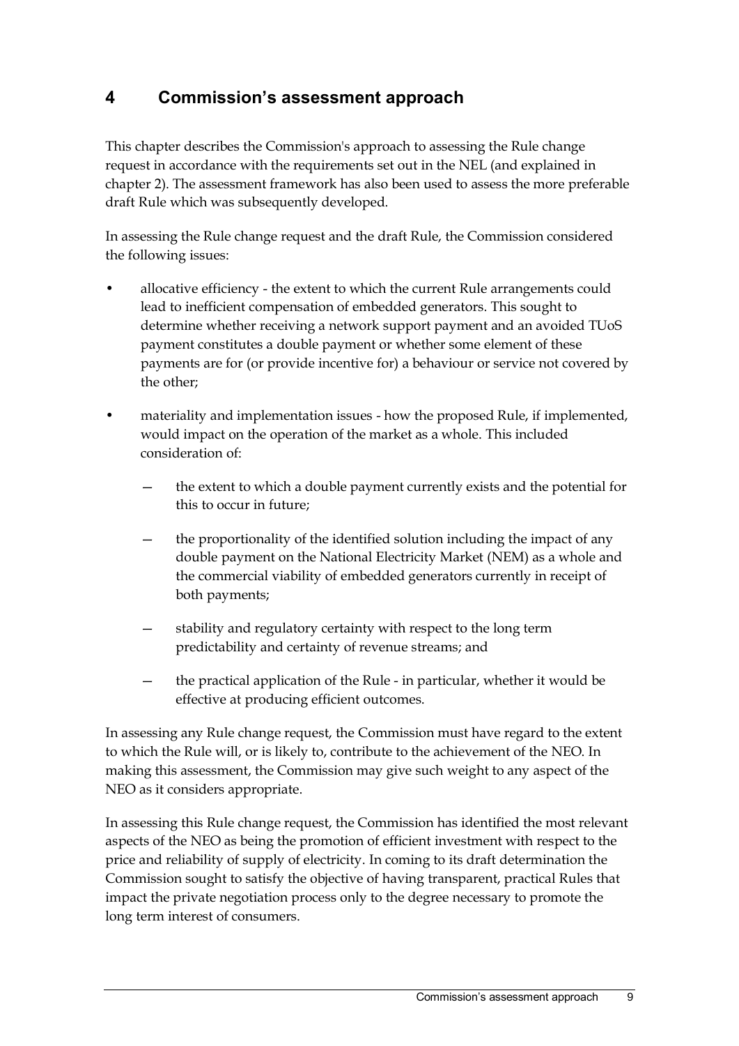# 4 Commission's assessment approach

This chapter describes the Commission's approach to assessing the Rule change request in accordance with the requirements set out in the NEL (and explained in chapter 2). The assessment framework has also been used to assess the more preferable draft Rule which was subsequently developed.

In assessing the Rule change request and the draft Rule, the Commission considered the following issues:

- allocative efficiency - the extent to which the current Rule arrangements could lead to inefficient compensation of embedded generators. This sought to determine whether receiving a network support payment and an avoided TUoS payment constitutes a double payment or whether some element of these payments are for (or provide incentive for) a behaviour or service not covered by the other;
- materiality and implementation issues - how the proposed Rule, if implemented, would impact on the operation of the market as a whole. This included consideration of:
  - the extent to which a double payment currently exists and the potential for this to occur in future;
  - the proportionality of the identified solution including the impact of any double payment on the National Electricity Market (NEM) as a whole and the commercial viability of embedded generators currently in receipt of both payments;
  - stability and regulatory certainty with respect to the long term predictability and certainty of revenue streams; and
  - the practical application of the Rule - in particular, whether it would be effective at producing efficient outcomes.

In assessing any Rule change request, the Commission must have regard to the extent to which the Rule will, or is likely to, contribute to the achievement of the NEO. In making this assessment, the Commission may give such weight to any aspect of the NEO as it considers appropriate.

In assessing this Rule change request, the Commission has identified the most relevant aspects of the NEO as being the promotion of efficient investment with respect to the price and reliability of supply of electricity. In coming to its draft determination the Commission sought to satisfy the objective of having transparent, practical Rules that impact the private negotiation process only to the degree necessary to promote the long term interest of consumers.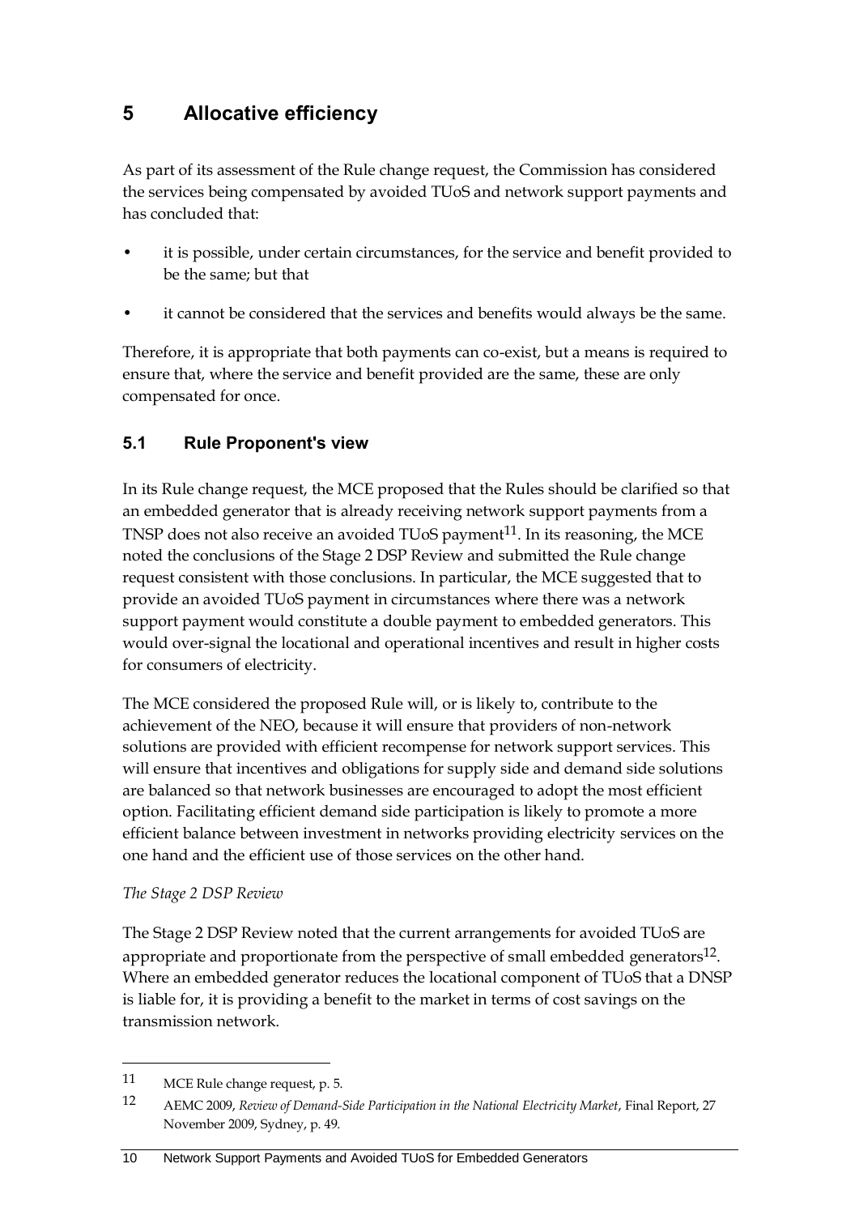# 5 Allocative efficiency

As part of its assessment of the Rule change request, the Commission has considered the services being compensated by avoided TUoS and network support payments and has concluded that:

- it is possible, under certain circumstances, for the service and benefit provided to be the same; but that
- it cannot be considered that the services and benefits would always be the same.

Therefore, it is appropriate that both payments can co-exist, but a means is required to ensure that, where the service and benefit provided are the same, these are only compensated for once.

## 5.1 Rule Proponent's view

In its Rule change request, the MCE proposed that the Rules should be clarified so that an embedded generator that is already receiving network support payments from a TNSP does not also receive an avoided TUoS payment[11]. In its reasoning, the MCE noted the conclusions of the Stage 2 DSP Review and submitted the Rule change request consistent with those conclusions. In particular, the MCE suggested that to provide an avoided TUoS payment in circumstances where there was a network support payment would constitute a double payment to embedded generators. This would over-signal the locational and operational incentives and result in higher costs for consumers of electricity.

The MCE considered the proposed Rule will, or is likely to, contribute to the achievement of the NEO, because it will ensure that providers of non-network solutions are provided with efficient recompense for network support services. This will ensure that incentives and obligations for supply side and demand side solutions are balanced so that network businesses are encouraged to adopt the most efficient option. Facilitating efficient demand side participation is likely to promote a more efficient balance between investment in networks providing electricity services on the one hand and the efficient use of those services on the other hand.

*The Stage 2 DSP Review*

The Stage 2 DSP Review noted that the current arrangements for avoided TUoS are appropriate and proportionate from the perspective of small embedded generators[12]. Where an embedded generator reduces the locational component of TUoS that a DNSP is liable for, it is providing a benefit to the market in terms of cost savings on the transmission network.

---

11 MCE Rule change request, p. 5.

12 AEMC 2009, *Review of Demand-Side Participation in the National Electricity Market*, Final Report, 27 November 2009, Sydney, p. 49.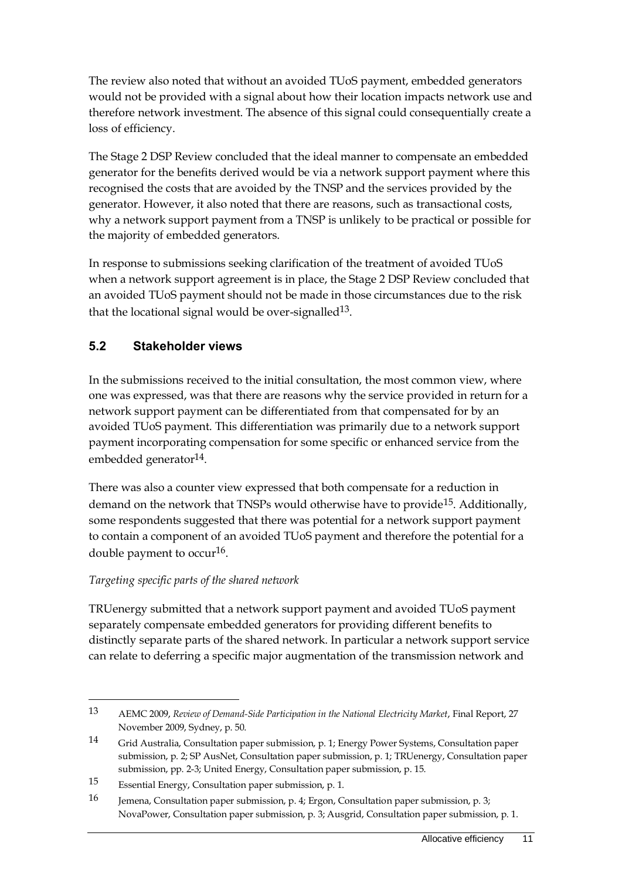The review also noted that without an avoided TUoS payment, embedded generators would not be provided with a signal about how their location impacts network use and therefore network investment. The absence of this signal could consequentially create a loss of efficiency.

The Stage 2 DSP Review concluded that the ideal manner to compensate an embedded generator for the benefits derived would be via a network support payment where this recognised the costs that are avoided by the TNSP and the services provided by the generator. However, it also noted that there are reasons, such as transactional costs, why a network support payment from a TNSP is unlikely to be practical or possible for the majority of embedded generators.

In response to submissions seeking clarification of the treatment of avoided TUoS when a network support agreement is in place, the Stage 2 DSP Review concluded that an avoided TUoS payment should not be made in those circumstances due to the risk that the locational signal would be over-signalled[13].

## 5.2 Stakeholder views

In the submissions received to the initial consultation, the most common view, where one was expressed, was that there are reasons why the service provided in return for a network support payment can be differentiated from that compensated for by an avoided TUoS payment. This differentiation was primarily due to a network support payment incorporating compensation for some specific or enhanced service from the embedded generator[14].

There was also a counter view expressed that both compensate for a reduction in demand on the network that TNSPs would otherwise have to provide[15]. Additionally, some respondents suggested that there was potential for a network support payment to contain a component of an avoided TUoS payment and therefore the potential for a double payment to occur[16].

*Targeting specific parts of the shared network*

TRUenergy submitted that a network support payment and avoided TUoS payment separately compensate embedded generators for providing different benefits to distinctly separate parts of the shared network. In particular a network support service can relate to deferring a specific major augmentation of the transmission network and

---

13 AEMC 2009, *Review of Demand-Side Participation in the National Electricity Market*, Final Report, 27 November 2009, Sydney, p. 50.

14 Grid Australia, Consultation paper submission, p. 1; Energy Power Systems, Consultation paper submission, p. 2; SP AusNet, Consultation paper submission, p. 1; TRUenergy, Consultation paper submission, pp. 2-3; United Energy, Consultation paper submission, p. 15.

15 Essential Energy, Consultation paper submission, p. 1.

16 Jemena, Consultation paper submission, p. 4; Ergon, Consultation paper submission, p. 3; NovaPower, Consultation paper submission, p. 3; Ausgrid, Consultation paper submission, p. 1.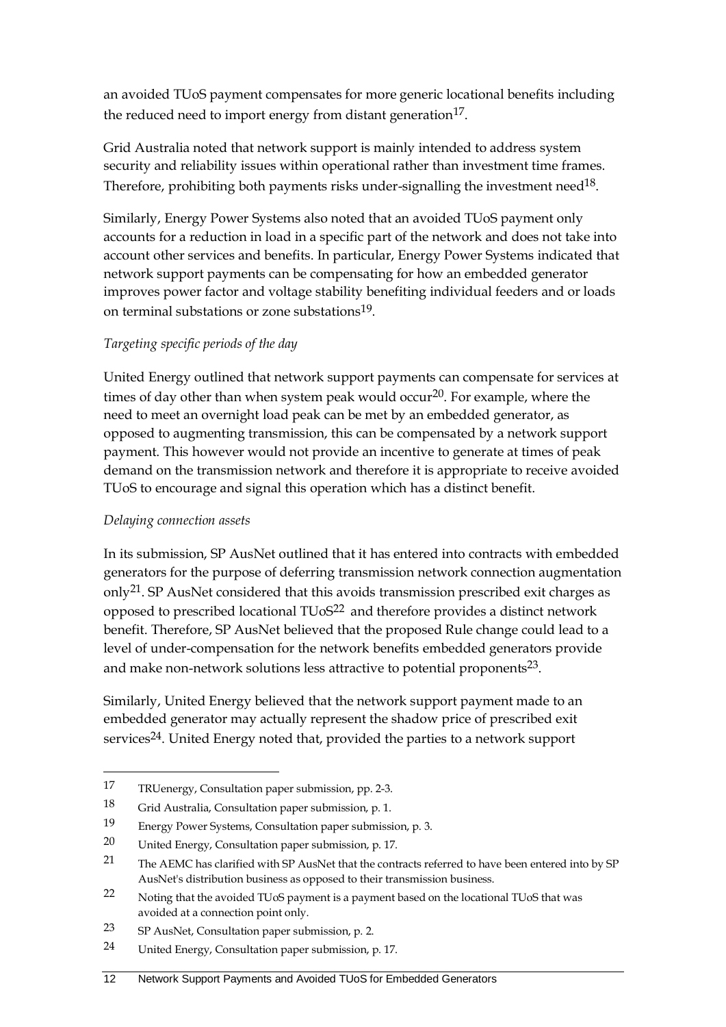an avoided TUoS payment compensates for more generic locational benefits including the reduced need to import energy from distant generation[17].

Grid Australia noted that network support is mainly intended to address system security and reliability issues within operational rather than investment time frames. Therefore, prohibiting both payments risks under-signalling the investment need[18].

Similarly, Energy Power Systems also noted that an avoided TUoS payment only accounts for a reduction in load in a specific part of the network and does not take into account other services and benefits. In particular, Energy Power Systems indicated that network support payments can be compensating for how an embedded generator improves power factor and voltage stability benefiting individual feeders and or loads on terminal substations or zone substations[19].

*Targeting specific periods of the day*

United Energy outlined that network support payments can compensate for services at times of day other than when system peak would occur[20]. For example, where the need to meet an overnight load peak can be met by an embedded generator, as opposed to augmenting transmission, this can be compensated by a network support payment. This however would not provide an incentive to generate at times of peak demand on the transmission network and therefore it is appropriate to receive avoided TUoS to encourage and signal this operation which has a distinct benefit.

*Delaying connection assets*

In its submission, SP AusNet outlined that it has entered into contracts with embedded generators for the purpose of deferring transmission network connection augmentation only[21]. SP AusNet considered that this avoids transmission prescribed exit charges as opposed to prescribed locational TUoS[22] and therefore provides a distinct network benefit. Therefore, SP AusNet believed that the proposed Rule change could lead to a level of under-compensation for the network benefits embedded generators provide and make non-network solutions less attractive to potential proponents[23].

Similarly, United Energy believed that the network support payment made to an embedded generator may actually represent the shadow price of prescribed exit services[24]. United Energy noted that, provided the parties to a network support

---

17 TRUenergy, Consultation paper submission, pp. 2-3.

18 Grid Australia, Consultation paper submission, p. 1.

19 Energy Power Systems, Consultation paper submission, p. 3.

20 United Energy, Consultation paper submission, p. 17.

21 The AEMC has clarified with SP AusNet that the contracts referred to have been entered into by SP AusNet's distribution business as opposed to their transmission business.

22 Noting that the avoided TUoS payment is a payment based on the locational TUoS that was avoided at a connection point only.

23 SP AusNet, Consultation paper submission, p. 2.

24 United Energy, Consultation paper submission, p. 17.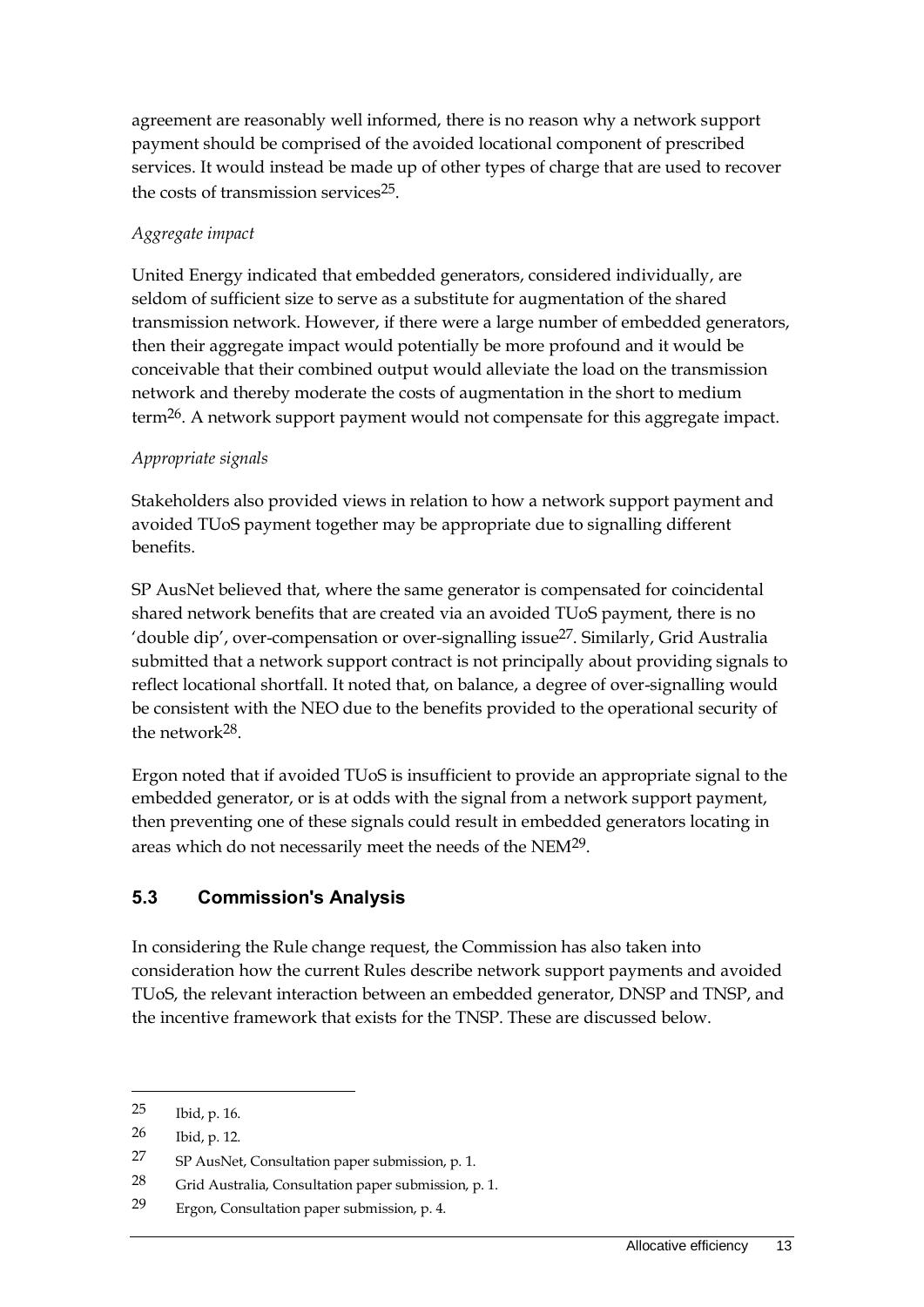agreement are reasonably well informed, there is no reason why a network support payment should be comprised of the avoided locational component of prescribed services. It would instead be made up of other types of charge that are used to recover the costs of transmission services[25].

*Aggregate impact*

United Energy indicated that embedded generators, considered individually, are seldom of sufficient size to serve as a substitute for augmentation of the shared transmission network. However, if there were a large number of embedded generators, then their aggregate impact would potentially be more profound and it would be conceivable that their combined output would alleviate the load on the transmission network and thereby moderate the costs of augmentation in the short to medium term[26]. A network support payment would not compensate for this aggregate impact.

*Appropriate signals*

Stakeholders also provided views in relation to how a network support payment and avoided TUoS payment together may be appropriate due to signalling different benefits.

SP AusNet believed that, where the same generator is compensated for coincidental shared network benefits that are created via an avoided TUoS payment, there is no 'double dip', over-compensation or over-signalling issue[27]. Similarly, Grid Australia submitted that a network support contract is not principally about providing signals to reflect locational shortfall. It noted that, on balance, a degree of over-signalling would be consistent with the NEO due to the benefits provided to the operational security of the network[28].

Ergon noted that if avoided TUoS is insufficient to provide an appropriate signal to the embedded generator, or is at odds with the signal from a network support payment, then preventing one of these signals could result in embedded generators locating in areas which do not necessarily meet the needs of the NEM[29].

## 5.3 Commission's Analysis

In considering the Rule change request, the Commission has also taken into consideration how the current Rules describe network support payments and avoided TUoS, the relevant interaction between an embedded generator, DNSP and TNSP, and the incentive framework that exists for the TNSP. These are discussed below.

---

25 Ibid, p. 16.

26 Ibid, p. 12.

27 SP AusNet, Consultation paper submission, p. 1.

28 Grid Australia, Consultation paper submission, p. 1.

29 Ergon, Consultation paper submission, p. 4.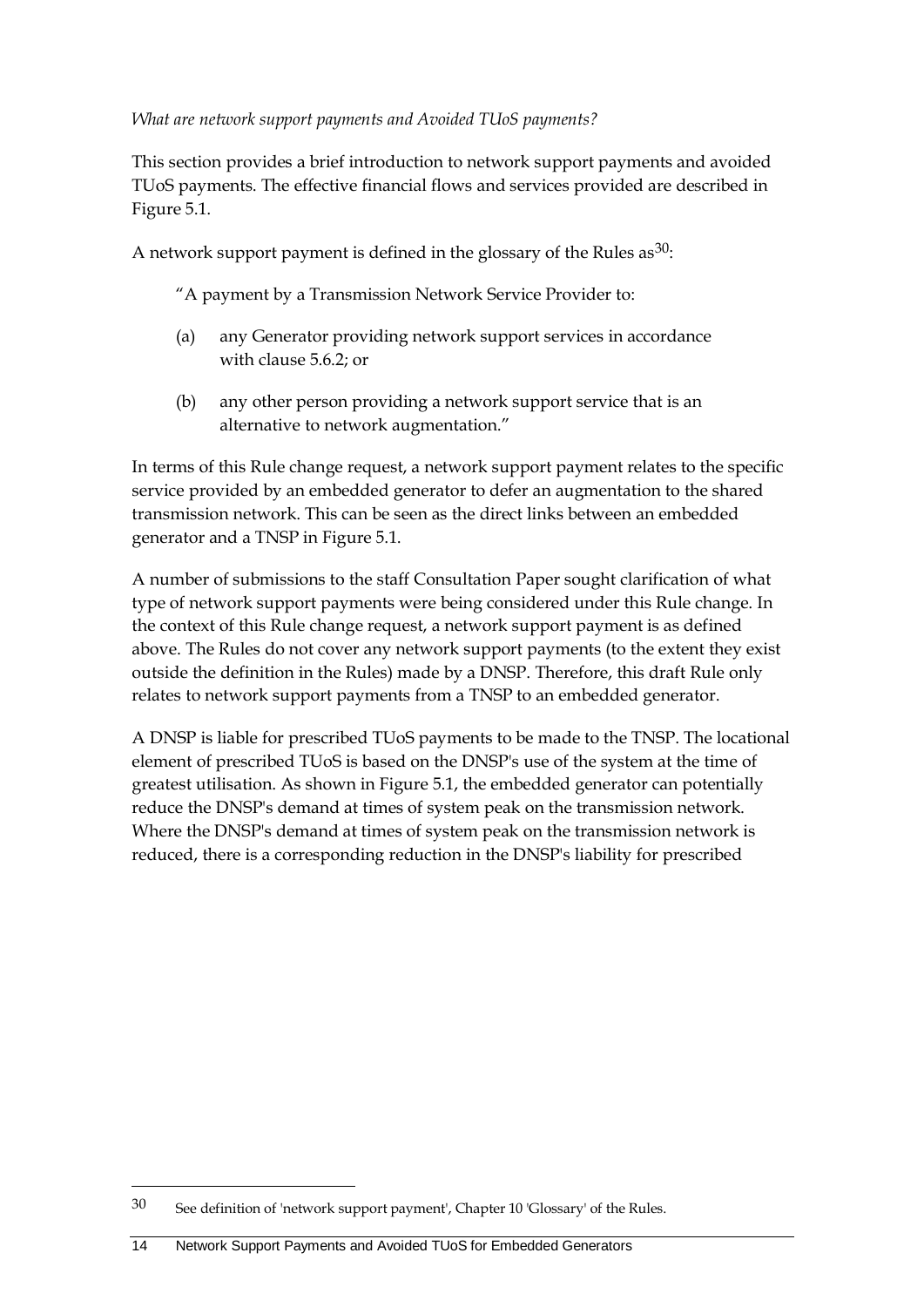*What are network support payments and Avoided TUoS payments?*

This section provides a brief introduction to network support payments and avoided TUoS payments. The effective financial flows and services provided are described in Figure 5.1.

A network support payment is defined in the glossary of the Rules as[30]:

> "A payment by a Transmission Network Service Provider to:
>
> (a) any Generator providing network support services in accordance with clause 5.6.2; or
>
> (b) any other person providing a network support service that is an alternative to network augmentation."

In terms of this Rule change request, a network support payment relates to the specific service provided by an embedded generator to defer an augmentation to the shared transmission network. This can be seen as the direct links between an embedded generator and a TNSP in Figure 5.1.

A number of submissions to the staff Consultation Paper sought clarification of what type of network support payments were being considered under this Rule change. In the context of this Rule change request, a network support payment is as defined above. The Rules do not cover any network support payments (to the extent they exist outside the definition in the Rules) made by a DNSP. Therefore, this draft Rule only relates to network support payments from a TNSP to an embedded generator.

A DNSP is liable for prescribed TUoS payments to be made to the TNSP. The locational element of prescribed TUoS is based on the DNSP's use of the system at the time of greatest utilisation. As shown in Figure 5.1, the embedded generator can potentially reduce the DNSP's demand at times of system peak on the transmission network. Where the DNSP's demand at times of system peak on the transmission network is reduced, there is a corresponding reduction in the DNSP's liability for prescribed

---

[30] See definition of 'network support payment', Chapter 10 'Glossary' of the Rules.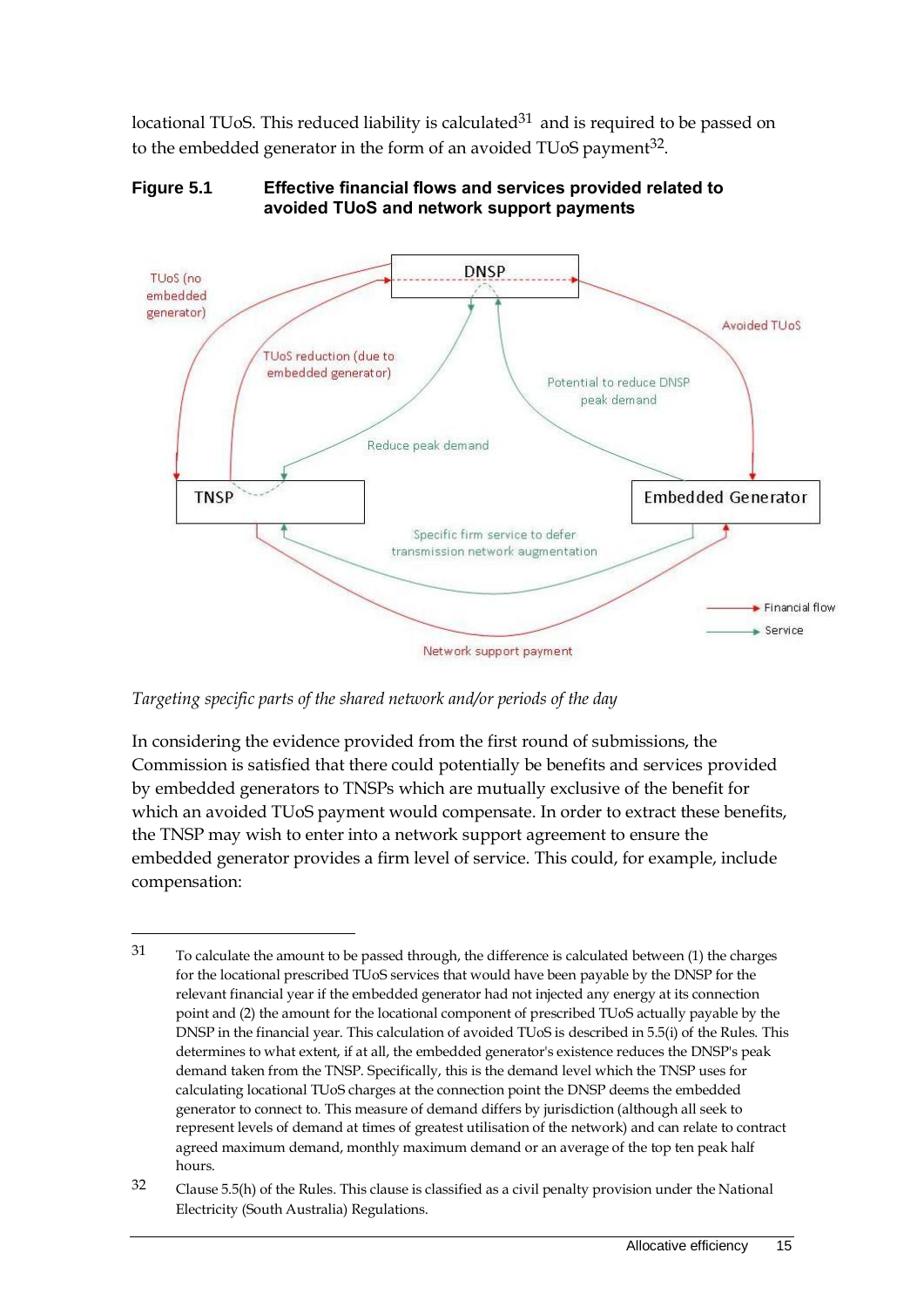locational TUoS. This reduced liability is calculated[31] and is required to be passed on to the embedded generator in the form of an avoided TUoS payment[32].

**Figure 5.1 Effective financial flows and services provided related to avoided TUoS and network support payments**

*Targeting specific parts of the shared network and/or periods of the day*

In considering the evidence provided from the first round of submissions, the Commission is satisfied that there could potentially be benefits and services provided by embedded generators to TNSPs which are mutually exclusive of the benefit for which an avoided TUoS payment would compensate. In order to extract these benefits, the TNSP may wish to enter into a network support agreement to ensure the embedded generator provides a firm level of service. This could, for example, include compensation:

---

31 To calculate the amount to be passed through, the difference is calculated between (1) the charges for the locational prescribed TUoS services that would have been payable by the DNSP for the relevant financial year if the embedded generator had not injected any energy at its connection point and (2) the amount for the locational component of prescribed TUoS actually payable by the DNSP in the financial year. This calculation of avoided TUoS is described in 5.5(i) of the Rules. This determines to what extent, if at all, the embedded generator's existence reduces the DNSP's peak demand taken from the TNSP. Specifically, this is the demand level which the TNSP uses for calculating locational TUoS charges at the connection point the DNSP deems the embedded generator to connect to. This measure of demand differs by jurisdiction (although all seek to represent levels of demand at times of greatest utilisation of the network) and can relate to contract agreed maximum demand, monthly maximum demand or an average of the top ten peak half hours.

32 Clause 5.5(h) of the Rules. This clause is classified as a civil penalty provision under the National Electricity (South Australia) Regulations.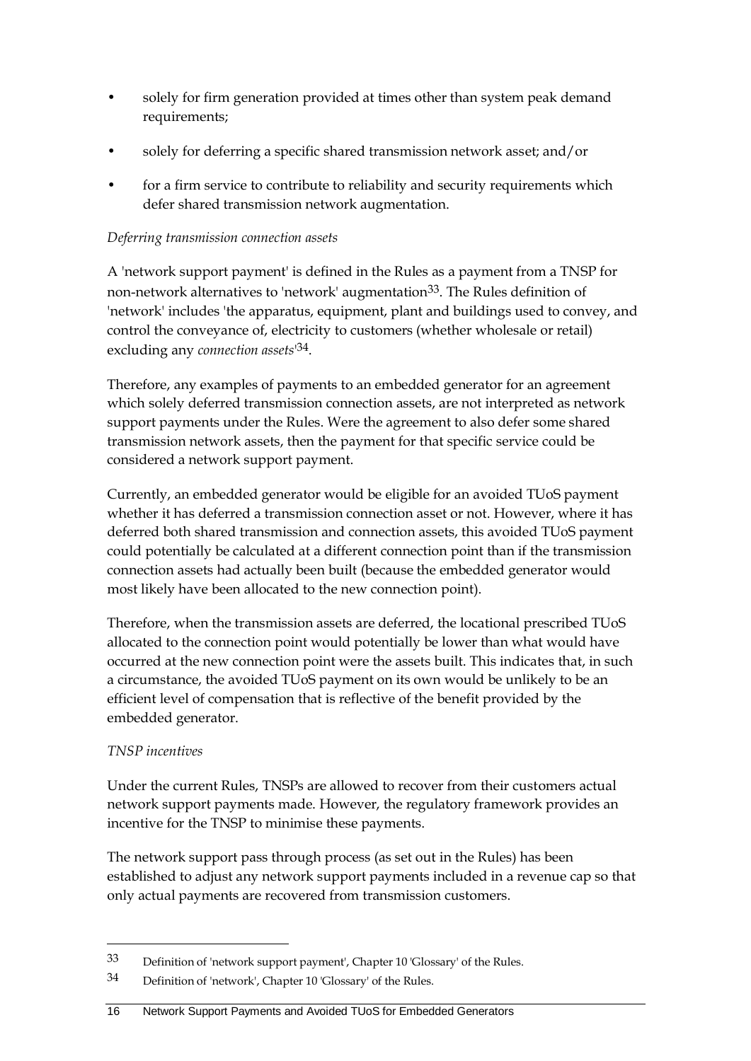- solely for firm generation provided at times other than system peak demand requirements;
- solely for deferring a specific shared transmission network asset; and/or
- for a firm service to contribute to reliability and security requirements which defer shared transmission network augmentation.

*Deferring transmission connection assets*

A 'network support payment' is defined in the Rules as a payment from a TNSP for non-network alternatives to 'network' augmentation[33]. The Rules definition of 'network' includes 'the apparatus, equipment, plant and buildings used to convey, and control the conveyance of, electricity to customers (whether wholesale or retail) excluding any *connection assets*'[34].

Therefore, any examples of payments to an embedded generator for an agreement which solely deferred transmission connection assets, are not interpreted as network support payments under the Rules. Were the agreement to also defer some shared transmission network assets, then the payment for that specific service could be considered a network support payment.

Currently, an embedded generator would be eligible for an avoided TUoS payment whether it has deferred a transmission connection asset or not. However, where it has deferred both shared transmission and connection assets, this avoided TUoS payment could potentially be calculated at a different connection point than if the transmission connection assets had actually been built (because the embedded generator would most likely have been allocated to the new connection point).

Therefore, when the transmission assets are deferred, the locational prescribed TUoS allocated to the connection point would potentially be lower than what would have occurred at the new connection point were the assets built. This indicates that, in such a circumstance, the avoided TUoS payment on its own would be unlikely to be an efficient level of compensation that is reflective of the benefit provided by the embedded generator.

*TNSP incentives*

Under the current Rules, TNSPs are allowed to recover from their customers actual network support payments made. However, the regulatory framework provides an incentive for the TNSP to minimise these payments.

The network support pass through process (as set out in the Rules) has been established to adjust any network support payments included in a revenue cap so that only actual payments are recovered from transmission customers.

---

33 Definition of 'network support payment', Chapter 10 'Glossary' of the Rules.

34 Definition of 'network', Chapter 10 'Glossary' of the Rules.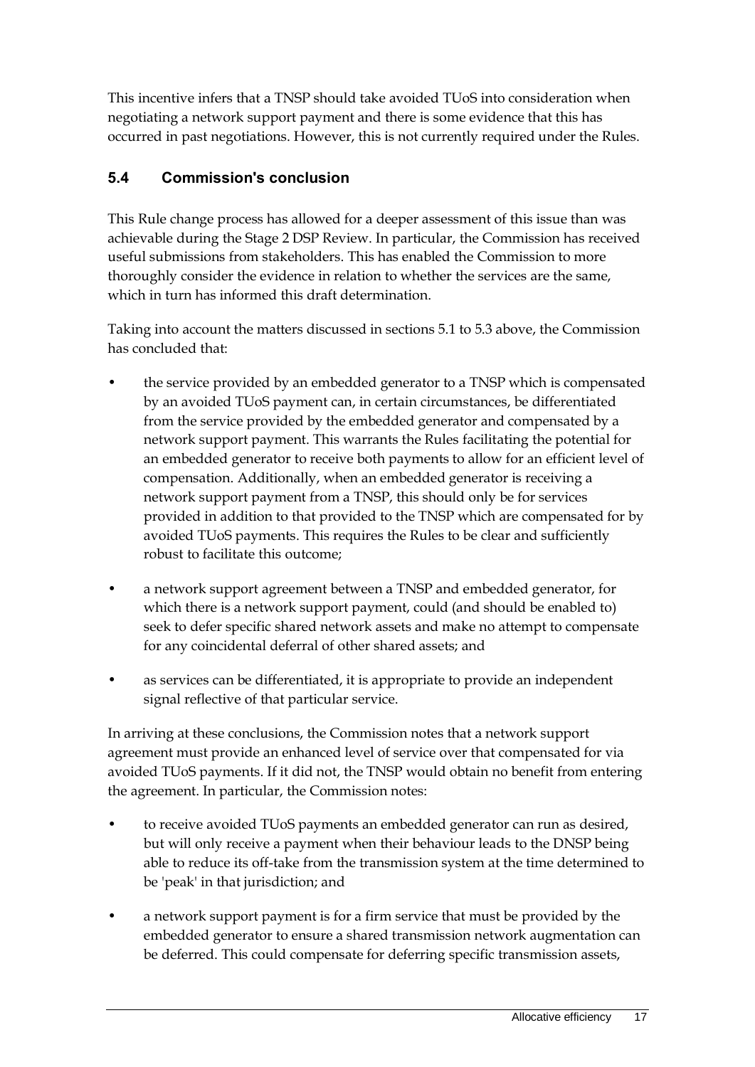This incentive infers that a TNSP should take avoided TUoS into consideration when negotiating a network support payment and there is some evidence that this has occurred in past negotiations. However, this is not currently required under the Rules.

## 5.4 Commission's conclusion

This Rule change process has allowed for a deeper assessment of this issue than was achievable during the Stage 2 DSP Review. In particular, the Commission has received useful submissions from stakeholders. This has enabled the Commission to more thoroughly consider the evidence in relation to whether the services are the same, which in turn has informed this draft determination.

Taking into account the matters discussed in sections 5.1 to 5.3 above, the Commission has concluded that:

- the service provided by an embedded generator to a TNSP which is compensated by an avoided TUoS payment can, in certain circumstances, be differentiated from the service provided by the embedded generator and compensated by a network support payment. This warrants the Rules facilitating the potential for an embedded generator to receive both payments to allow for an efficient level of compensation. Additionally, when an embedded generator is receiving a network support payment from a TNSP, this should only be for services provided in addition to that provided to the TNSP which are compensated for by avoided TUoS payments. This requires the Rules to be clear and sufficiently robust to facilitate this outcome;
- a network support agreement between a TNSP and embedded generator, for which there is a network support payment, could (and should be enabled to) seek to defer specific shared network assets and make no attempt to compensate for any coincidental deferral of other shared assets; and
- as services can be differentiated, it is appropriate to provide an independent signal reflective of that particular service.

In arriving at these conclusions, the Commission notes that a network support agreement must provide an enhanced level of service over that compensated for via avoided TUoS payments. If it did not, the TNSP would obtain no benefit from entering the agreement. In particular, the Commission notes:

- to receive avoided TUoS payments an embedded generator can run as desired, but will only receive a payment when their behaviour leads to the DNSP being able to reduce its off-take from the transmission system at the time determined to be 'peak' in that jurisdiction; and
- a network support payment is for a firm service that must be provided by the embedded generator to ensure a shared transmission network augmentation can be deferred. This could compensate for deferring specific transmission assets,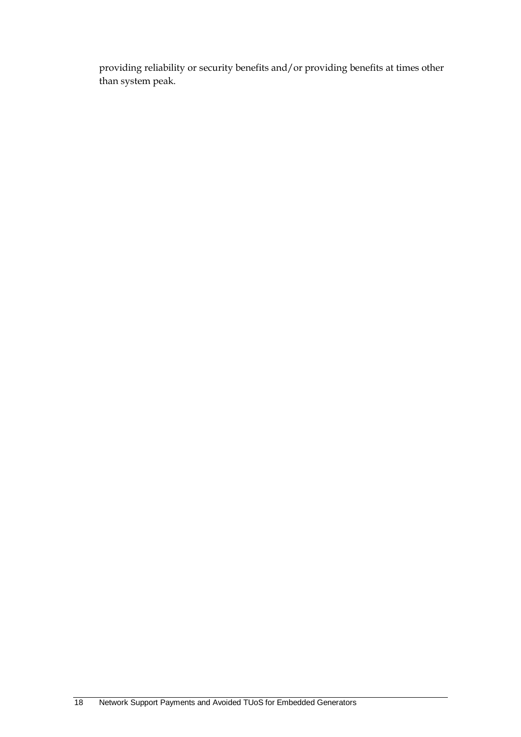providing reliability or security benefits and/or providing benefits at times other than system peak.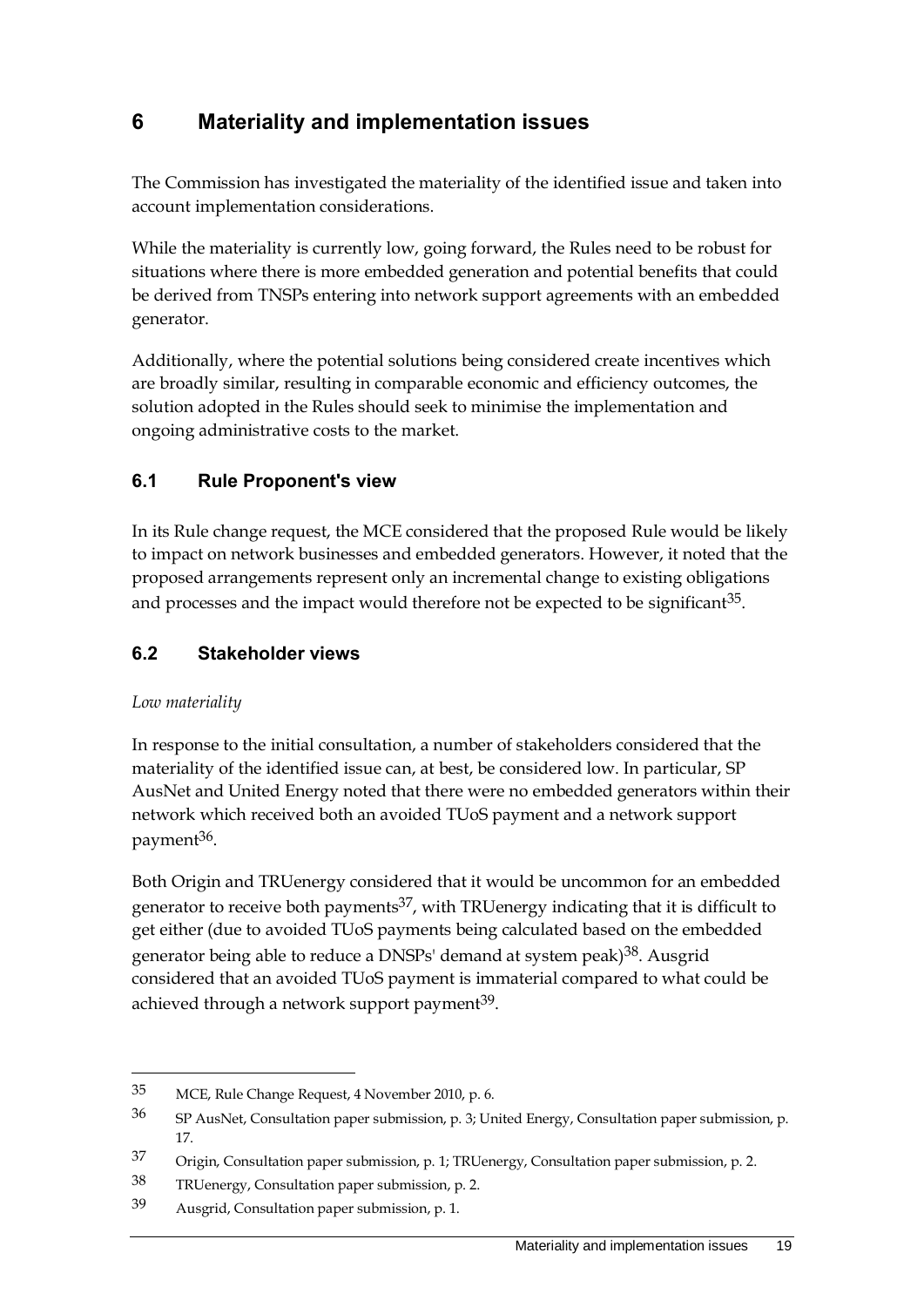# 6 Materiality and implementation issues

The Commission has investigated the materiality of the identified issue and taken into account implementation considerations.

While the materiality is currently low, going forward, the Rules need to be robust for situations where there is more embedded generation and potential benefits that could be derived from TNSPs entering into network support agreements with an embedded generator.

Additionally, where the potential solutions being considered create incentives which are broadly similar, resulting in comparable economic and efficiency outcomes, the solution adopted in the Rules should seek to minimise the implementation and ongoing administrative costs to the market.

## 6.1 Rule Proponent's view

In its Rule change request, the MCE considered that the proposed Rule would be likely to impact on network businesses and embedded generators. However, it noted that the proposed arrangements represent only an incremental change to existing obligations and processes and the impact would therefore not be expected to be significant[35].

## 6.2 Stakeholder views

*Low materiality*

In response to the initial consultation, a number of stakeholders considered that the materiality of the identified issue can, at best, be considered low. In particular, SP AusNet and United Energy noted that there were no embedded generators within their network which received both an avoided TUoS payment and a network support payment[36].

Both Origin and TRUenergy considered that it would be uncommon for an embedded generator to receive both payments[37], with TRUenergy indicating that it is difficult to get either (due to avoided TUoS payments being calculated based on the embedded generator being able to reduce a DNSPs' demand at system peak)[38]. Ausgrid considered that an avoided TUoS payment is immaterial compared to what could be achieved through a network support payment[39].

---

35 MCE, Rule Change Request, 4 November 2010, p. 6.

36 SP AusNet, Consultation paper submission, p. 3; United Energy, Consultation paper submission, p. 17.

37 Origin, Consultation paper submission, p. 1; TRUenergy, Consultation paper submission, p. 2.

38 TRUenergy, Consultation paper submission, p. 2.

39 Ausgrid, Consultation paper submission, p. 1.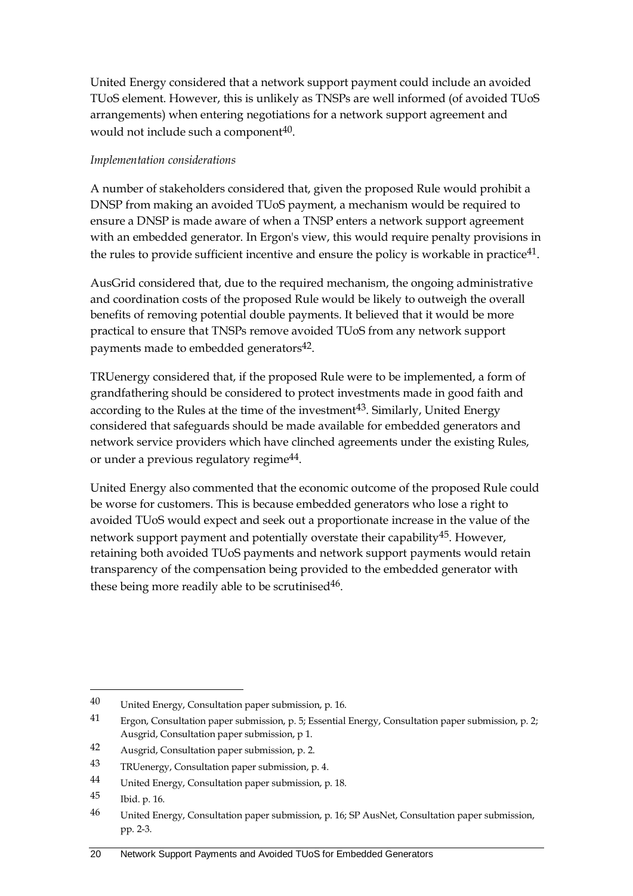United Energy considered that a network support payment could include an avoided TUoS element. However, this is unlikely as TNSPs are well informed (of avoided TUoS arrangements) when entering negotiations for a network support agreement and would not include such a component[40].

*Implementation considerations*

A number of stakeholders considered that, given the proposed Rule would prohibit a DNSP from making an avoided TUoS payment, a mechanism would be required to ensure a DNSP is made aware of when a TNSP enters a network support agreement with an embedded generator. In Ergon's view, this would require penalty provisions in the rules to provide sufficient incentive and ensure the policy is workable in practice[41].

AusGrid considered that, due to the required mechanism, the ongoing administrative and coordination costs of the proposed Rule would be likely to outweigh the overall benefits of removing potential double payments. It believed that it would be more practical to ensure that TNSPs remove avoided TUoS from any network support payments made to embedded generators[42].

TRUenergy considered that, if the proposed Rule were to be implemented, a form of grandfathering should be considered to protect investments made in good faith and according to the Rules at the time of the investment[43]. Similarly, United Energy considered that safeguards should be made available for embedded generators and network service providers which have clinched agreements under the existing Rules, or under a previous regulatory regime[44].

United Energy also commented that the economic outcome of the proposed Rule could be worse for customers. This is because embedded generators who lose a right to avoided TUoS would expect and seek out a proportionate increase in the value of the network support payment and potentially overstate their capability[45]. However, retaining both avoided TUoS payments and network support payments would retain transparency of the compensation being provided to the embedded generator with these being more readily able to be scrutinised[46].

---

40 United Energy, Consultation paper submission, p. 16.

41 Ergon, Consultation paper submission, p. 5; Essential Energy, Consultation paper submission, p. 2; Ausgrid, Consultation paper submission, p 1.

42 Ausgrid, Consultation paper submission, p. 2.

43 TRUenergy, Consultation paper submission, p. 4.

44 United Energy, Consultation paper submission, p. 18.

45 Ibid. p. 16.

46 United Energy, Consultation paper submission, p. 16; SP AusNet, Consultation paper submission, pp. 2-3.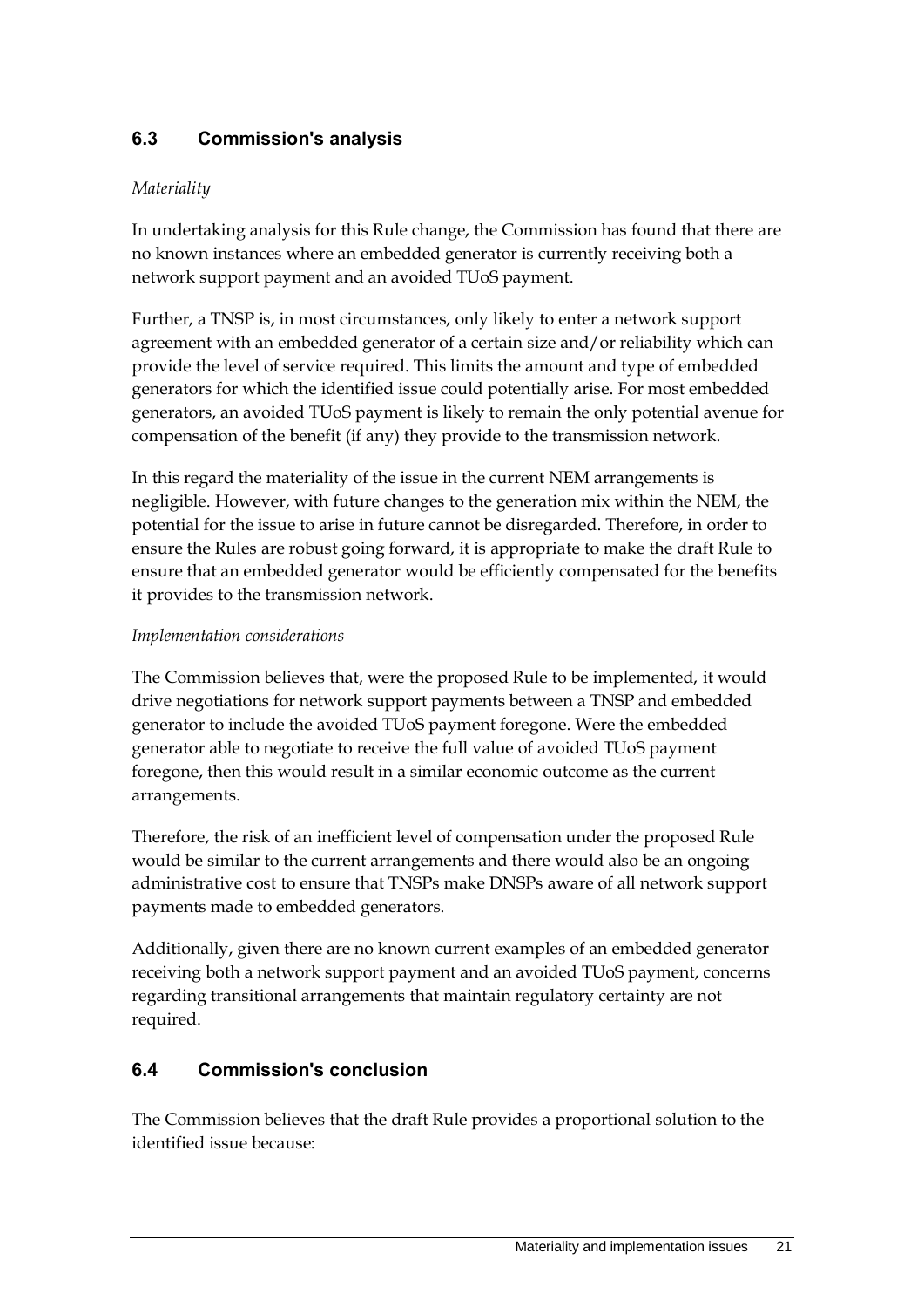## 6.3 Commission's analysis

*Materiality*

In undertaking analysis for this Rule change, the Commission has found that there are no known instances where an embedded generator is currently receiving both a network support payment and an avoided TUoS payment.

Further, a TNSP is, in most circumstances, only likely to enter a network support agreement with an embedded generator of a certain size and/or reliability which can provide the level of service required. This limits the amount and type of embedded generators for which the identified issue could potentially arise. For most embedded generators, an avoided TUoS payment is likely to remain the only potential avenue for compensation of the benefit (if any) they provide to the transmission network.

In this regard the materiality of the issue in the current NEM arrangements is negligible. However, with future changes to the generation mix within the NEM, the potential for the issue to arise in future cannot be disregarded. Therefore, in order to ensure the Rules are robust going forward, it is appropriate to make the draft Rule to ensure that an embedded generator would be efficiently compensated for the benefits it provides to the transmission network.

*Implementation considerations*

The Commission believes that, were the proposed Rule to be implemented, it would drive negotiations for network support payments between a TNSP and embedded generator to include the avoided TUoS payment foregone. Were the embedded generator able to negotiate to receive the full value of avoided TUoS payment foregone, then this would result in a similar economic outcome as the current arrangements.

Therefore, the risk of an inefficient level of compensation under the proposed Rule would be similar to the current arrangements and there would also be an ongoing administrative cost to ensure that TNSPs make DNSPs aware of all network support payments made to embedded generators.

Additionally, given there are no known current examples of an embedded generator receiving both a network support payment and an avoided TUoS payment, concerns regarding transitional arrangements that maintain regulatory certainty are not required.

## 6.4 Commission's conclusion

The Commission believes that the draft Rule provides a proportional solution to the identified issue because: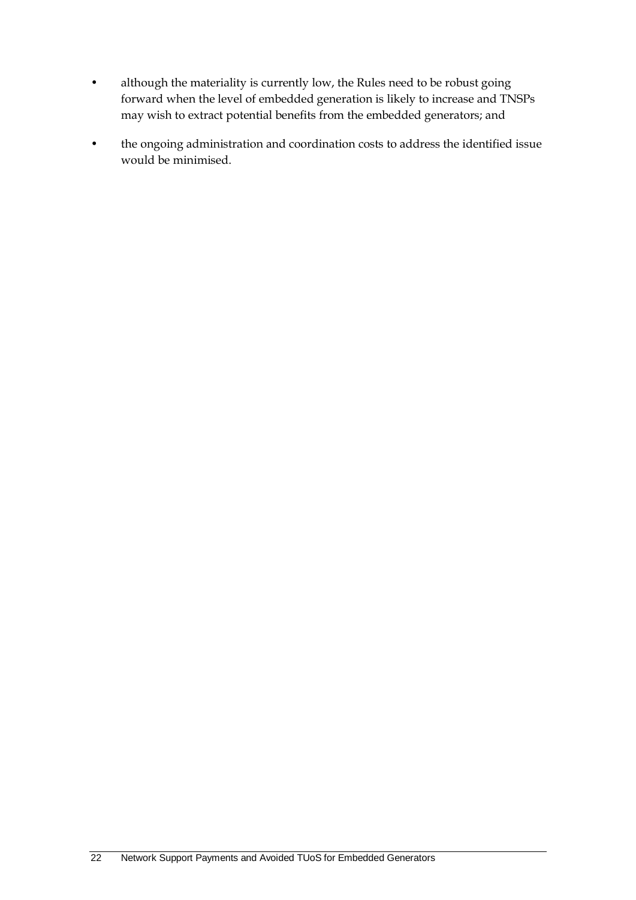- although the materiality is currently low, the Rules need to be robust going forward when the level of embedded generation is likely to increase and TNSPs may wish to extract potential benefits from the embedded generators; and
- the ongoing administration and coordination costs to address the identified issue would be minimised.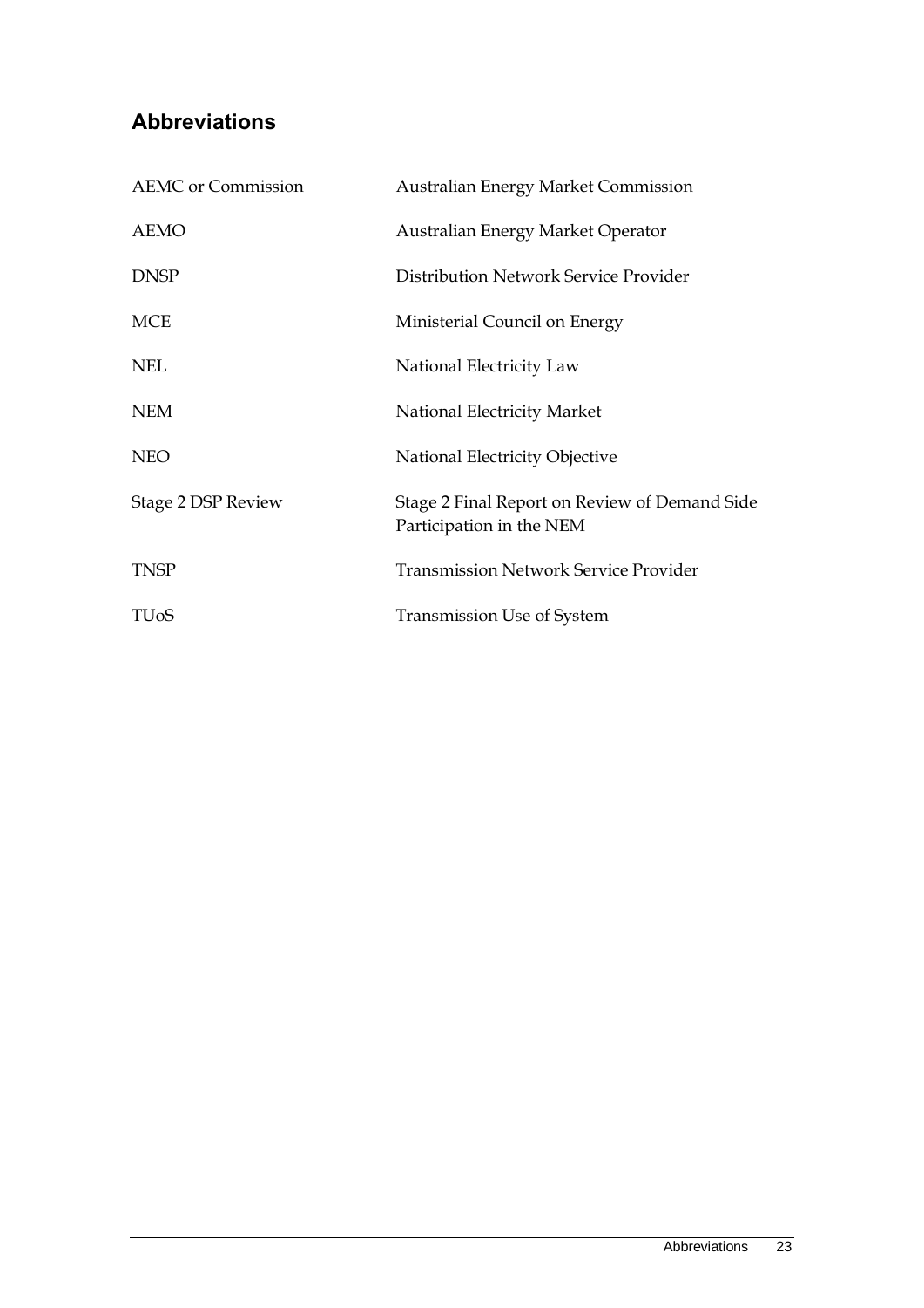## Abbreviations

| | |
|---|---|
| AEMC or Commission | Australian Energy Market Commission |
| AEMO | Australian Energy Market Operator |
| DNSP | Distribution Network Service Provider |
| MCE | Ministerial Council on Energy |
| NEL | National Electricity Law |
| NEM | National Electricity Market |
| NEO | National Electricity Objective |
| Stage 2 DSP Review | Stage 2 Final Report on Review of Demand Side Participation in the NEM |
| TNSP | Transmission Network Service Provider |
| TUoS | Transmission Use of System |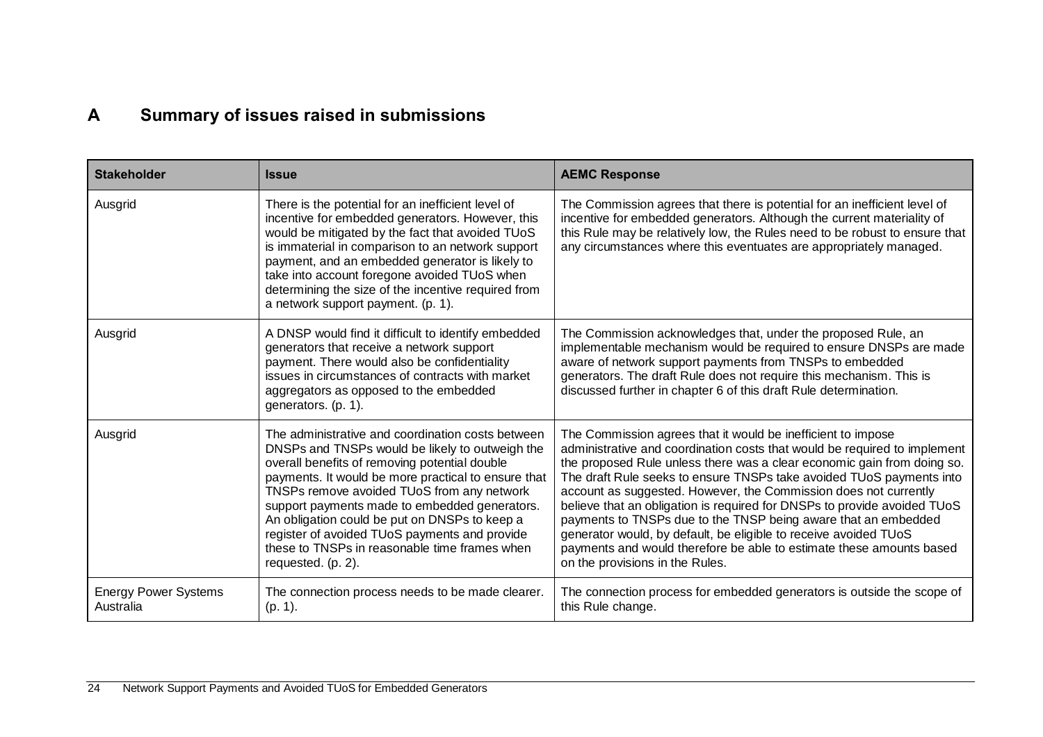# A Summary of issues raised in submissions

| Stakeholder | Issue | AEMC Response |
|---|---|---|
| Ausgrid | There is the potential for an inefficient level of incentive for embedded generators. However, this would be mitigated by the fact that avoided TUoS is immaterial in comparison to an network support payment, and an embedded generator is likely to take into account foregone avoided TUoS when determining the size of the incentive required from a network support payment. (p. 1). | The Commission agrees that there is potential for an inefficient level of incentive for embedded generators. Although the current materiality of this Rule may be relatively low, the Rules need to be robust to ensure that any circumstances where this eventuates are appropriately managed. |
| Ausgrid | A DNSP would find it difficult to identify embedded generators that receive a network support payment. There would also be confidentiality issues in circumstances of contracts with market aggregators as opposed to the embedded generators. (p. 1). | The Commission acknowledges that, under the proposed Rule, an implementable mechanism would be required to ensure DNSPs are made aware of network support payments from TNSPs to embedded generators. The draft Rule does not require this mechanism. This is discussed further in chapter 6 of this draft Rule determination. |
| Ausgrid | The administrative and coordination costs between DNSPs and TNSPs would be likely to outweigh the overall benefits of removing potential double payments. It would be more practical to ensure that TNSPs remove avoided TUoS from any network support payments made to embedded generators. An obligation could be put on DNSPs to keep a register of avoided TUoS payments and provide these to TNSPs in reasonable time frames when requested. (p. 2). | The Commission agrees that it would be inefficient to impose administrative and coordination costs that would be required to implement the proposed Rule unless there was a clear economic gain from doing so. The draft Rule seeks to ensure TNSPs take avoided TUoS payments into account as suggested. However, the Commission does not currently believe that an obligation is required for DNSPs to provide avoided TUoS payments to TNSPs due to the TNSP being aware that an embedded generator would, by default, be eligible to receive avoided TUoS payments and would therefore be able to estimate these amounts based on the provisions in the Rules. |
| Energy Power Systems Australia | The connection process needs to be made clearer. (p. 1). | The connection process for embedded generators is outside the scope of this Rule change. |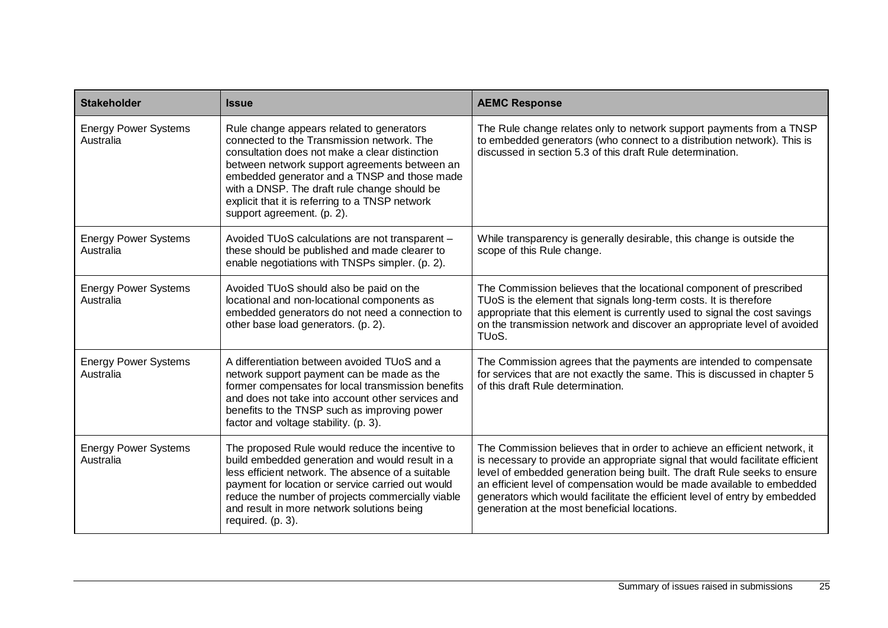| Stakeholder | Issue | AEMC Response |
|---|---|---|
| Energy Power Systems Australia | Rule change appears related to generators connected to the Transmission network. The consultation does not make a clear distinction between network support agreements between an embedded generator and a TNSP and those made with a DNSP. The draft rule change should be explicit that it is referring to a TNSP network support agreement. (p. 2). | The Rule change relates only to network support payments from a TNSP to embedded generators (who connect to a distribution network). This is discussed in section 5.3 of this draft Rule determination. |
| Energy Power Systems Australia | Avoided TUoS calculations are not transparent – these should be published and made clearer to enable negotiations with TNSPs simpler. (p. 2). | While transparency is generally desirable, this change is outside the scope of this Rule change. |
| Energy Power Systems Australia | Avoided TUoS should also be paid on the locational and non-locational components as embedded generators do not need a connection to other base load generators. (p. 2). | The Commission believes that the locational component of prescribed TUoS is the element that signals long-term costs. It is therefore appropriate that this element is currently used to signal the cost savings on the transmission network and discover an appropriate level of avoided TUoS. |
| Energy Power Systems Australia | A differentiation between avoided TUoS and a network support payment can be made as the former compensates for local transmission benefits and does not take into account other services and benefits to the TNSP such as improving power factor and voltage stability. (p. 3). | The Commission agrees that the payments are intended to compensate for services that are not exactly the same. This is discussed in chapter 5 of this draft Rule determination. |
| Energy Power Systems Australia | The proposed Rule would reduce the incentive to build embedded generation and would result in a less efficient network. The absence of a suitable payment for location or service carried out would reduce the number of projects commercially viable and result in more network solutions being required. (p. 3). | The Commission believes that in order to achieve an efficient network, it is necessary to provide an appropriate signal that would facilitate efficient level of embedded generation being built. The draft Rule seeks to ensure an efficient level of compensation would be made available to embedded generators which would facilitate the efficient level of entry by embedded generation at the most beneficial locations. |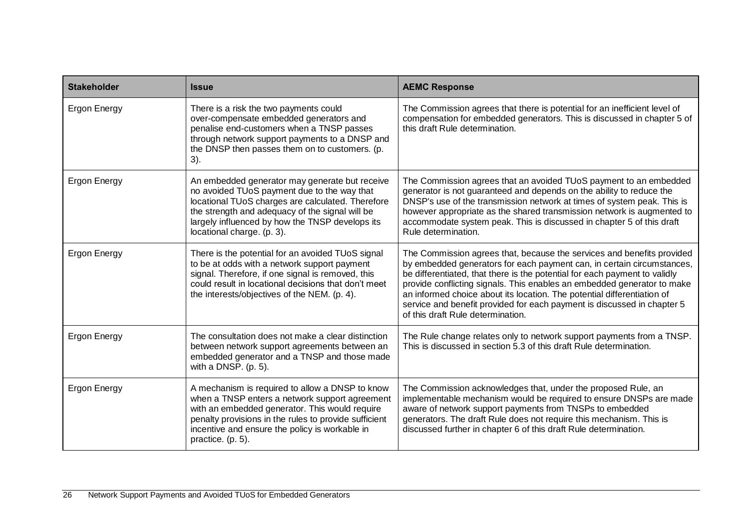| Stakeholder | Issue | AEMC Response |
| --- | --- | --- |
| Ergon Energy | There is a risk the two payments could over-compensate embedded generators and penalise end-customers when a TNSP passes through network support payments to a DNSP and the DNSP then passes them on to customers. (p. 3). | The Commission agrees that there is potential for an inefficient level of compensation for embedded generators. This is discussed in chapter 5 of this draft Rule determination. |
| Ergon Energy | An embedded generator may generate but receive no avoided TUoS payment due to the way that locational TUoS charges are calculated. Therefore the strength and adequacy of the signal will be largely influenced by how the TNSP develops its locational charge. (p. 3). | The Commission agrees that an avoided TUoS payment to an embedded generator is not guaranteed and depends on the ability to reduce the DNSP's use of the transmission network at times of system peak. This is however appropriate as the shared transmission network is augmented to accommodate system peak. This is discussed in chapter 5 of this draft Rule determination. |
| Ergon Energy | There is the potential for an avoided TUoS signal to be at odds with a network support payment signal. Therefore, if one signal is removed, this could result in locational decisions that don't meet the interests/objectives of the NEM. (p. 4). | The Commission agrees that, because the services and benefits provided by embedded generators for each payment can, in certain circumstances, be differentiated, that there is the potential for each payment to validly provide conflicting signals. This enables an embedded generator to make an informed choice about its location. The potential differentiation of service and benefit provided for each payment is discussed in chapter 5 of this draft Rule determination. |
| Ergon Energy | The consultation does not make a clear distinction between network support agreements between an embedded generator and a TNSP and those made with a DNSP. (p. 5). | The Rule change relates only to network support payments from a TNSP. This is discussed in section 5.3 of this draft Rule determination. |
| Ergon Energy | A mechanism is required to allow a DNSP to know when a TNSP enters a network support agreement with an embedded generator. This would require penalty provisions in the rules to provide sufficient incentive and ensure the policy is workable in practice. (p. 5). | The Commission acknowledges that, under the proposed Rule, an implementable mechanism would be required to ensure DNSPs are made aware of network support payments from TNSPs to embedded generators. The draft Rule does not require this mechanism. This is discussed further in chapter 6 of this draft Rule determination. |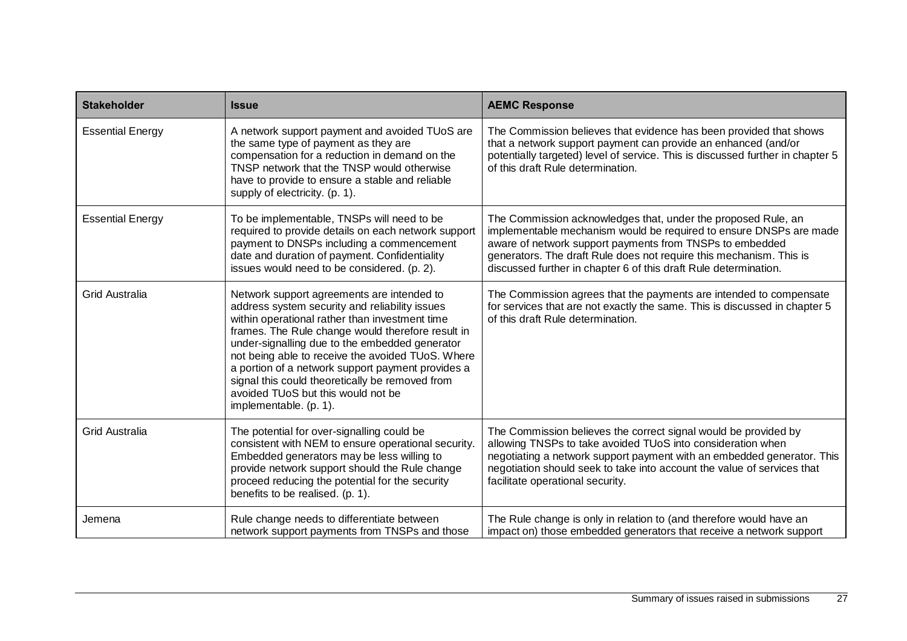| Stakeholder | Issue | AEMC Response |
| --- | --- | --- |
| Essential Energy | A network support payment and avoided TUoS are the same type of payment as they are compensation for a reduction in demand on the TNSP network that the TNSP would otherwise have to provide to ensure a stable and reliable supply of electricity. (p. 1). | The Commission believes that evidence has been provided that shows that a network support payment can provide an enhanced (and/or potentially targeted) level of service. This is discussed further in chapter 5 of this draft Rule determination. |
| Essential Energy | To be implementable, TNSPs will need to be required to provide details on each network support payment to DNSPs including a commencement date and duration of payment. Confidentiality issues would need to be considered. (p. 2). | The Commission acknowledges that, under the proposed Rule, an implementable mechanism would be required to ensure DNSPs are made aware of network support payments from TNSPs to embedded generators. The draft Rule does not require this mechanism. This is discussed further in chapter 6 of this draft Rule determination. |
| Grid Australia | Network support agreements are intended to address system security and reliability issues within operational rather than investment time frames. The Rule change would therefore result in under-signalling due to the embedded generator not being able to receive the avoided TUoS. Where a portion of a network support payment provides a signal this could theoretically be removed from avoided TUoS but this would not be implementable. (p. 1). | The Commission agrees that the payments are intended to compensate for services that are not exactly the same. This is discussed in chapter 5 of this draft Rule determination. |
| Grid Australia | The potential for over-signalling could be consistent with NEM to ensure operational security. Embedded generators may be less willing to provide network support should the Rule change proceed reducing the potential for the security benefits to be realised. (p. 1). | The Commission believes the correct signal would be provided by allowing TNSPs to take avoided TUoS into consideration when negotiating a network support payment with an embedded generator. This negotiation should seek to take into account the value of services that facilitate operational security. |
| Jemena | Rule change needs to differentiate between network support payments from TNSPs and those | The Rule change is only in relation to (and therefore would have an impact on) those embedded generators that receive a network support |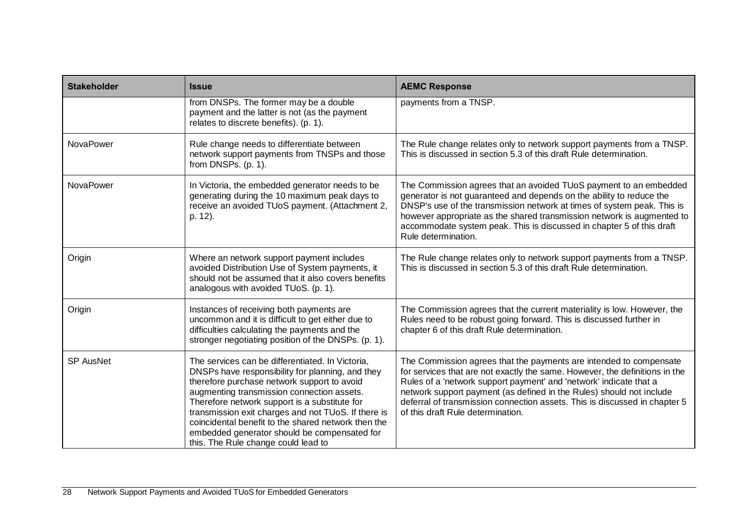| Stakeholder | Issue | AEMC Response |
| --- | --- | --- |
| | from DNSPs. The former may be a double payment and the latter is not (as the payment relates to discrete benefits). (p. 1). | payments from a TNSP. |
| NovaPower | Rule change needs to differentiate between network support payments from TNSPs and those from DNSPs. (p. 1). | The Rule change relates only to network support payments from a TNSP. This is discussed in section 5.3 of this draft Rule determination. |
| NovaPower | In Victoria, the embedded generator needs to be generating during the 10 maximum peak days to receive an avoided TUoS payment. (Attachment 2, p. 12). | The Commission agrees that an avoided TUoS payment to an embedded generator is not guaranteed and depends on the ability to reduce the DNSP's use of the transmission network at times of system peak. This is however appropriate as the shared transmission network is augmented to accommodate system peak. This is discussed in chapter 5 of this draft Rule determination. |
| Origin | Where an network support payment includes avoided Distribution Use of System payments, it should not be assumed that it also covers benefits analogous with avoided TUoS. (p. 1). | The Rule change relates only to network support payments from a TNSP. This is discussed in section 5.3 of this draft Rule determination. |
| Origin | Instances of receiving both payments are uncommon and it is difficult to get either due to difficulties calculating the payments and the stronger negotiating position of the DNSPs. (p. 1). | The Commission agrees that the current materiality is low. However, the Rules need to be robust going forward. This is discussed further in chapter 6 of this draft Rule determination. |
| SP AusNet | The services can be differentiated. In Victoria, DNSPs have responsibility for planning, and they therefore purchase network support to avoid augmenting transmission connection assets. Therefore network support is a substitute for transmission exit charges and not TUoS. If there is coincidental benefit to the shared network then the embedded generator should be compensated for this. The Rule change could lead to | The Commission agrees that the payments are intended to compensate for services that are not exactly the same. However, the definitions in the Rules of a 'network support payment' and 'network' indicate that a network support payment (as defined in the Rules) should not include deferral of transmission connection assets. This is discussed in chapter 5 of this draft Rule determination. |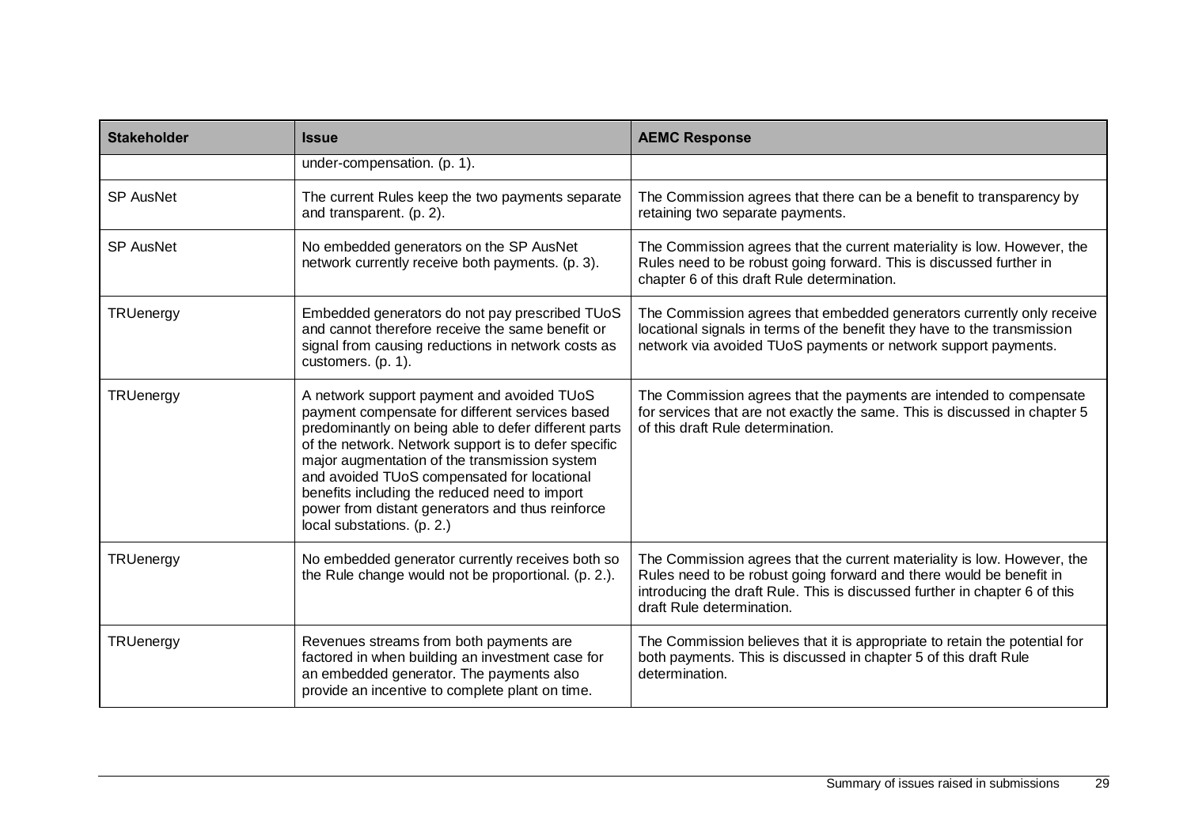| Stakeholder | Issue | AEMC Response |
|---|---|---|
| | under-compensation. (p. 1). | |
| SP AusNet | The current Rules keep the two payments separate and transparent. (p. 2). | The Commission agrees that there can be a benefit to transparency by retaining two separate payments. |
| SP AusNet | No embedded generators on the SP AusNet network currently receive both payments. (p. 3). | The Commission agrees that the current materiality is low. However, the Rules need to be robust going forward. This is discussed further in chapter 6 of this draft Rule determination. |
| TRUenergy | Embedded generators do not pay prescribed TUoS and cannot therefore receive the same benefit or signal from causing reductions in network costs as customers. (p. 1). | The Commission agrees that embedded generators currently only receive locational signals in terms of the benefit they have to the transmission network via avoided TUoS payments or network support payments. |
| TRUenergy | A network support payment and avoided TUoS payment compensate for different services based predominantly on being able to defer different parts of the network. Network support is to defer specific major augmentation of the transmission system and avoided TUoS compensated for locational benefits including the reduced need to import power from distant generators and thus reinforce local substations. (p. 2.) | The Commission agrees that the payments are intended to compensate for services that are not exactly the same. This is discussed in chapter 5 of this draft Rule determination. |
| TRUenergy | No embedded generator currently receives both so the Rule change would not be proportional. (p. 2.). | The Commission agrees that the current materiality is low. However, the Rules need to be robust going forward and there would be benefit in introducing the draft Rule. This is discussed further in chapter 6 of this draft Rule determination. |
| TRUenergy | Revenues streams from both payments are factored in when building an investment case for an embedded generator. The payments also provide an incentive to complete plant on time. | The Commission believes that it is appropriate to retain the potential for both payments. This is discussed in chapter 5 of this draft Rule determination. |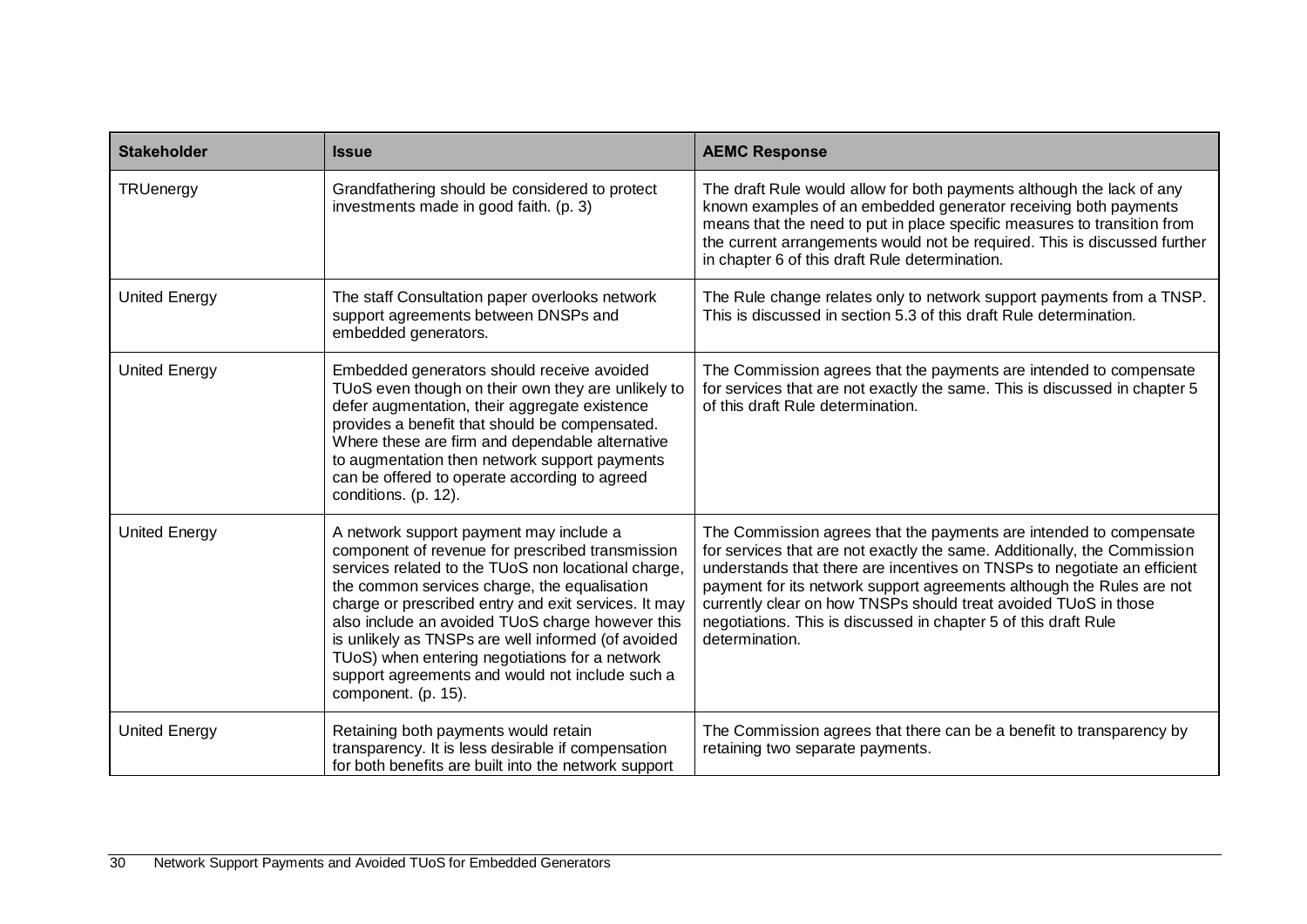| Stakeholder | Issue | AEMC Response |
|---|---|---|
| TRUenergy | Grandfathering should be considered to protect investments made in good faith. (p. 3) | The draft Rule would allow for both payments although the lack of any known examples of an embedded generator receiving both payments means that the need to put in place specific measures to transition from the current arrangements would not be required. This is discussed further in chapter 6 of this draft Rule determination. |
| United Energy | The staff Consultation paper overlooks network support agreements between DNSPs and embedded generators. | The Rule change relates only to network support payments from a TNSP. This is discussed in section 5.3 of this draft Rule determination. |
| United Energy | Embedded generators should receive avoided TUoS even though on their own they are unlikely to defer augmentation, their aggregate existence provides a benefit that should be compensated. Where these are firm and dependable alternative to augmentation then network support payments can be offered to operate according to agreed conditions. (p. 12). | The Commission agrees that the payments are intended to compensate for services that are not exactly the same. This is discussed in chapter 5 of this draft Rule determination. |
| United Energy | A network support payment may include a component of revenue for prescribed transmission services related to the TUoS non locational charge, the common services charge, the equalisation charge or prescribed entry and exit services. It may also include an avoided TUoS charge however this is unlikely as TNSPs are well informed (of avoided TUoS) when entering negotiations for a network support agreements and would not include such a component. (p. 15). | The Commission agrees that the payments are intended to compensate for services that are not exactly the same. Additionally, the Commission understands that there are incentives on TNSPs to negotiate an efficient payment for its network support agreements although the Rules are not currently clear on how TNSPs should treat avoided TUoS in those negotiations. This is discussed in chapter 5 of this draft Rule determination. |
| United Energy | Retaining both payments would retain transparency. It is less desirable if compensation for both benefits are built into the network support | The Commission agrees that there can be a benefit to transparency by retaining two separate payments. |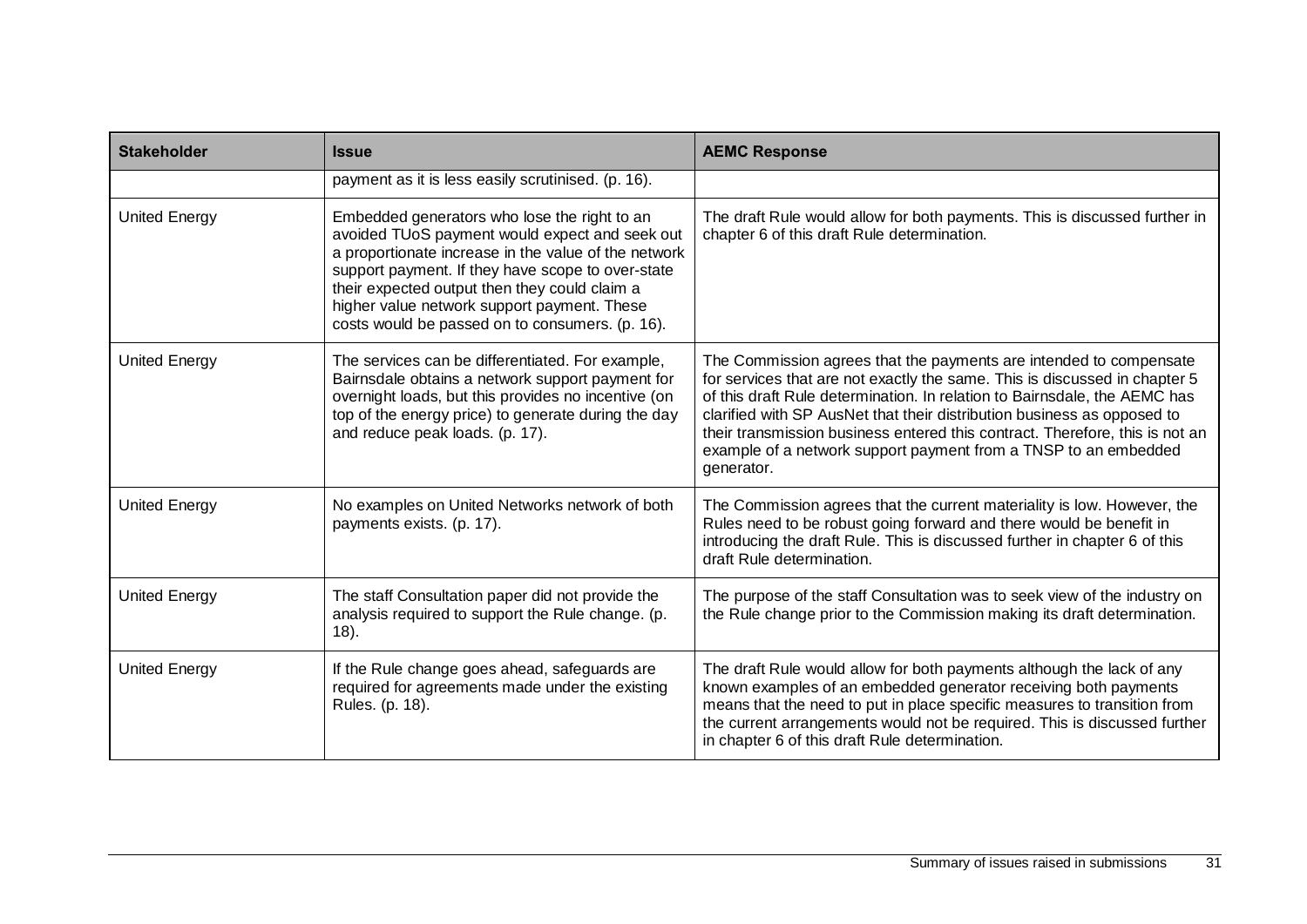| Stakeholder | Issue | AEMC Response |
|---|---|---|
| | payment as it is less easily scrutinised. (p. 16). | |
| United Energy | Embedded generators who lose the right to an avoided TUoS payment would expect and seek out a proportionate increase in the value of the network support payment. If they have scope to over-state their expected output then they could claim a higher value network support payment. These costs would be passed on to consumers. (p. 16). | The draft Rule would allow for both payments. This is discussed further in chapter 6 of this draft Rule determination. |
| United Energy | The services can be differentiated. For example, Bairnsdale obtains a network support payment for overnight loads, but this provides no incentive (on top of the energy price) to generate during the day and reduce peak loads. (p. 17). | The Commission agrees that the payments are intended to compensate for services that are not exactly the same. This is discussed in chapter 5 of this draft Rule determination. In relation to Bairnsdale, the AEMC has clarified with SP AusNet that their distribution business as opposed to their transmission business entered this contract. Therefore, this is not an example of a network support payment from a TNSP to an embedded generator. |
| United Energy | No examples on United Networks network of both payments exists. (p. 17). | The Commission agrees that the current materiality is low. However, the Rules need to be robust going forward and there would be benefit in introducing the draft Rule. This is discussed further in chapter 6 of this draft Rule determination. |
| United Energy | The staff Consultation paper did not provide the analysis required to support the Rule change. (p. 18). | The purpose of the staff Consultation was to seek view of the industry on the Rule change prior to the Commission making its draft determination. |
| United Energy | If the Rule change goes ahead, safeguards are required for agreements made under the existing Rules. (p. 18). | The draft Rule would allow for both payments although the lack of any known examples of an embedded generator receiving both payments means that the need to put in place specific measures to transition from the current arrangements would not be required. This is discussed further in chapter 6 of this draft Rule determination. |